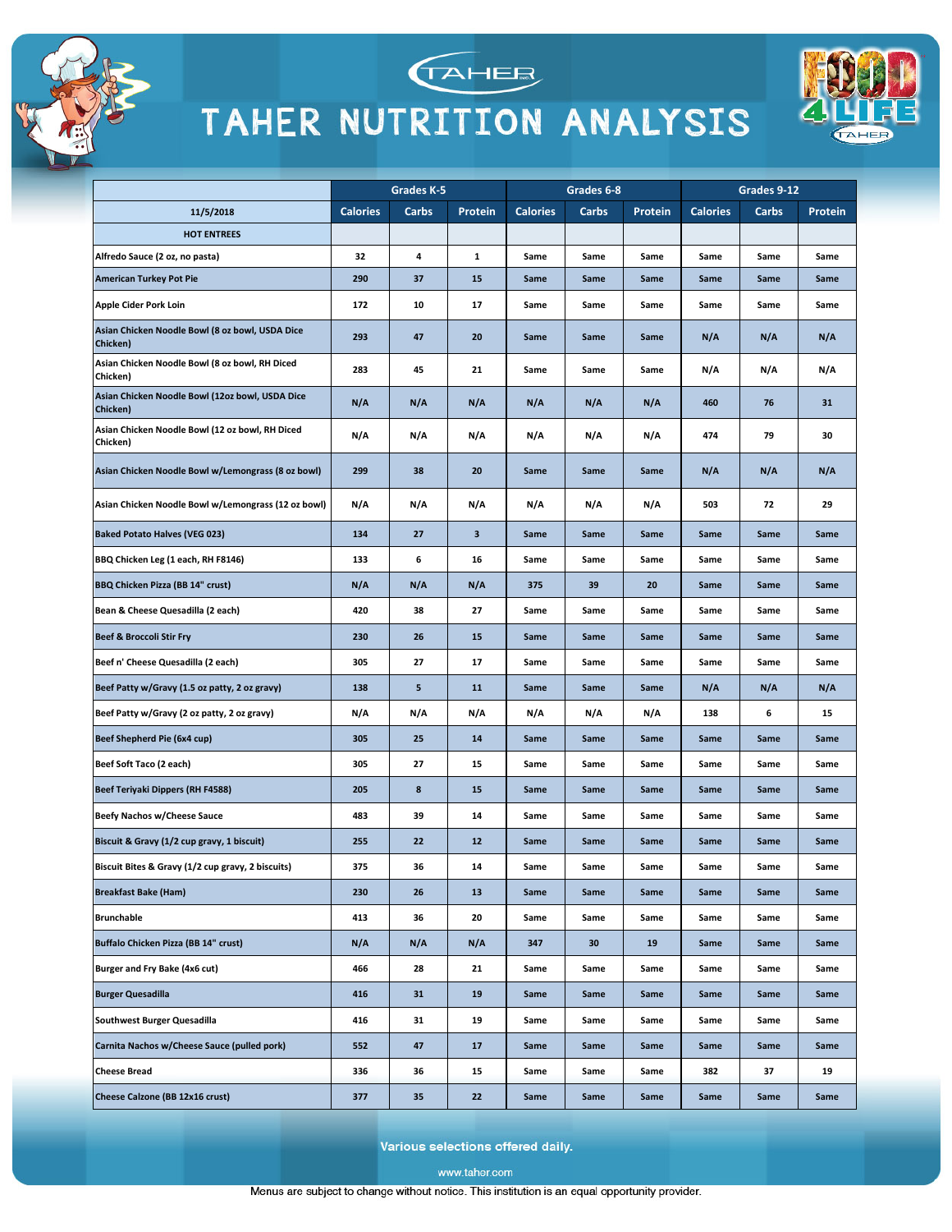# TAHER NUTRITION ANALYSIS

| | Grades K-5 | | | Grades 6-8 | | | Grades 9-12 | | |
|---|---|---|---|---|---|---|---|---|---|
| 11/5/2018 | Calories | Carbs | Protein | Calories | Carbs | Protein | Calories | Carbs | Protein |
| HOT ENTREES | | | | | | | | | |
| Alfredo Sauce (2 oz, no pasta) | 32 | 4 | 1 | Same | Same | Same | Same | Same | Same |
| American Turkey Pot Pie | 290 | 37 | 15 | Same | Same | Same | Same | Same | Same |
| Apple Cider Pork Loin | 172 | 10 | 17 | Same | Same | Same | Same | Same | Same |
| Asian Chicken Noodle Bowl (8 oz bowl, USDA Dice Chicken) | 293 | 47 | 20 | Same | Same | Same | N/A | N/A | N/A |
| Asian Chicken Noodle Bowl (8 oz bowl, RH Diced Chicken) | 283 | 45 | 21 | Same | Same | Same | N/A | N/A | N/A |
| Asian Chicken Noodle Bowl (12oz bowl, USDA Dice Chicken) | N/A | N/A | N/A | N/A | N/A | N/A | 460 | 76 | 31 |
| Asian Chicken Noodle Bowl (12 oz bowl, RH Diced Chicken) | N/A | N/A | N/A | N/A | N/A | N/A | 474 | 79 | 30 |
| Asian Chicken Noodle Bowl w/Lemongrass (8 oz bowl) | 299 | 38 | 20 | Same | Same | Same | N/A | N/A | N/A |
| Asian Chicken Noodle Bowl w/Lemongrass (12 oz bowl) | N/A | N/A | N/A | N/A | N/A | N/A | 503 | 72 | 29 |
| Baked Potato Halves (VEG 023) | 134 | 27 | 3 | Same | Same | Same | Same | Same | Same |
| BBQ Chicken Leg (1 each, RH F8146) | 133 | 6 | 16 | Same | Same | Same | Same | Same | Same |
| BBQ Chicken Pizza (BB 14" crust) | N/A | N/A | N/A | 375 | 39 | 20 | Same | Same | Same |
| Bean & Cheese Quesadilla (2 each) | 420 | 38 | 27 | Same | Same | Same | Same | Same | Same |
| Beef & Broccoli Stir Fry | 230 | 26 | 15 | Same | Same | Same | Same | Same | Same |
| Beef n' Cheese Quesadilla (2 each) | 305 | 27 | 17 | Same | Same | Same | Same | Same | Same |
| Beef Patty w/Gravy (1.5 oz patty, 2 oz gravy) | 138 | 5 | 11 | Same | Same | Same | N/A | N/A | N/A |
| Beef Patty w/Gravy (2 oz patty, 2 oz gravy) | N/A | N/A | N/A | N/A | N/A | N/A | 138 | 6 | 15 |
| Beef Shepherd Pie (6x4 cup) | 305 | 25 | 14 | Same | Same | Same | Same | Same | Same |
| Beef Soft Taco (2 each) | 305 | 27 | 15 | Same | Same | Same | Same | Same | Same |
| Beef Teriyaki Dippers (RH F4588) | 205 | 8 | 15 | Same | Same | Same | Same | Same | Same |
| Beefy Nachos w/Cheese Sauce | 483 | 39 | 14 | Same | Same | Same | Same | Same | Same |
| Biscuit & Gravy (1/2 cup gravy, 1 biscuit) | 255 | 22 | 12 | Same | Same | Same | Same | Same | Same |
| Biscuit Bites & Gravy (1/2 cup gravy, 2 biscuits) | 375 | 36 | 14 | Same | Same | Same | Same | Same | Same |
| Breakfast Bake (Ham) | 230 | 26 | 13 | Same | Same | Same | Same | Same | Same |
| Brunchable | 413 | 36 | 20 | Same | Same | Same | Same | Same | Same |
| Buffalo Chicken Pizza (BB 14" crust) | N/A | N/A | N/A | 347 | 30 | 19 | Same | Same | Same |
| Burger and Fry Bake (4x6 cut) | 466 | 28 | 21 | Same | Same | Same | Same | Same | Same |
| Burger Quesadilla | 416 | 31 | 19 | Same | Same | Same | Same | Same | Same |
| Southwest Burger Quesadilla | 416 | 31 | 19 | Same | Same | Same | Same | Same | Same |
| Carnita Nachos w/Cheese Sauce (pulled pork) | 552 | 47 | 17 | Same | Same | Same | Same | Same | Same |
| Cheese Bread | 336 | 36 | 15 | Same | Same | Same | 382 | 37 | 19 |
| Cheese Calzone (BB 12x16 crust) | 377 | 35 | 22 | Same | Same | Same | Same | Same | Same |

Various selections offered daily.

www.tahor.com

Menus are subject to change without notice. This institution is an equal opportunity provider.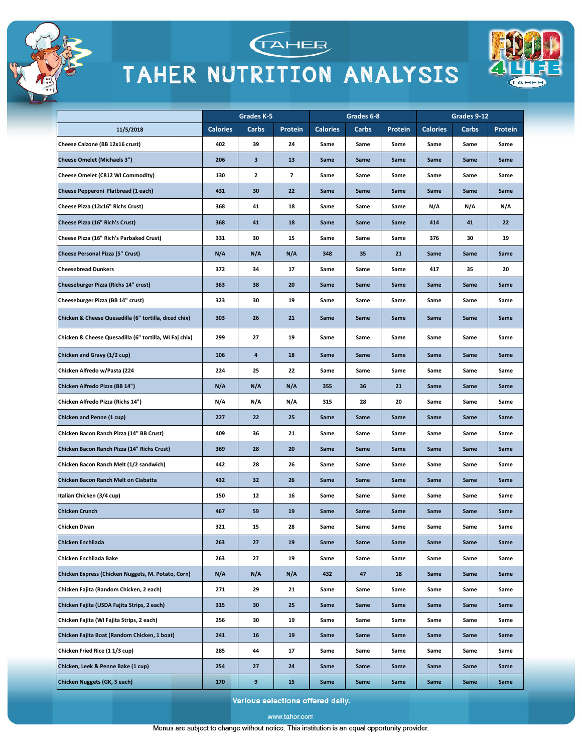# TAHER NUTRITION ANALYSIS

| 11/5/2018 | Grades K-5 | | | Grades 6-8 | | | Grades 9-12 | | |
|---|---|---|---|---|---|---|---|---|---|
| | Calories | Carbs | Protein | Calories | Carbs | Protein | Calories | Carbs | Protein |
| Cheese Calzone (BB 12x16 crust) | 402 | 39 | 24 | Same | Same | Same | Same | Same | Same |
| Cheese Omelet (Michaels 3") | 206 | 3 | 13 | Same | Same | Same | Same | Same | Same |
| Cheese Omelet (C812 WI Commodity) | 130 | 2 | 7 | Same | Same | Same | Same | Same | Same |
| Cheese Pepperoni Flatbread (1 each) | 431 | 30 | 22 | Same | Same | Same | Same | Same | Same |
| Cheese Pizza (12x16" Richs Crust) | 368 | 41 | 18 | Same | Same | Same | N/A | N/A | N/A |
| Cheese Pizza (16" Rich's Crust) | 368 | 41 | 18 | Same | Same | Same | 414 | 41 | 22 |
| Cheese Pizza (16" Rich's Parbaked Crust) | 331 | 30 | 15 | Same | Same | Same | 376 | 30 | 19 |
| Cheese Personal Pizza (5" Crust) | N/A | N/A | N/A | 348 | 35 | 21 | Same | Same | Same |
| Cheesebread Dunkers | 372 | 34 | 17 | Same | Same | Same | 417 | 35 | 20 |
| Cheeseburger Pizza (Richs 14" crust) | 363 | 38 | 20 | Same | Same | Same | Same | Same | Same |
| Cheeseburger Pizza (BB 14" crust) | 323 | 30 | 19 | Same | Same | Same | Same | Same | Same |
| Chicken & Cheese Quesadilla (6" tortilla, diced chix) | 303 | 26 | 21 | Same | Same | Same | Same | Same | Same |
| Chicken & Cheese Quesadilla (6" tortilla, WI Faj chix) | 299 | 27 | 19 | Same | Same | Same | Same | Same | Same |
| Chicken and Gravy (1/2 cup) | 106 | 4 | 18 | Same | Same | Same | Same | Same | Same |
| Chicken Alfredo w/Pasta (224 | 224 | 25 | 22 | Same | Same | Same | Same | Same | Same |
| Chicken Alfredo Pizza (BB 14") | N/A | N/A | N/A | 355 | 36 | 21 | Same | Same | Same |
| Chicken Alfredo Pizza (Richs 14") | N/A | N/A | N/A | 315 | 28 | 20 | Same | Same | Same |
| Chicken and Penne (1 cup) | 227 | 22 | 25 | Same | Same | Same | Same | Same | Same |
| Chicken Bacon Ranch Pizza (14" BB Crust) | 409 | 36 | 21 | Same | Same | Same | Same | Same | Same |
| Chicken Bacon Ranch Pizza (14" Richs Crust) | 369 | 28 | 20 | Same | Same | Same | Same | Same | Same |
| Chicken Bacon Ranch Melt (1/2 sandwich) | 442 | 28 | 26 | Same | Same | Same | Same | Same | Same |
| Chicken Bacon Ranch Melt on Ciabatta | 432 | 32 | 26 | Same | Same | Same | Same | Same | Same |
| Italian Chicken (3/4 cup) | 150 | 12 | 16 | Same | Same | Same | Same | Same | Same |
| Chicken Crunch | 467 | 59 | 19 | Same | Same | Same | Same | Same | Same |
| Chicken Divan | 321 | 15 | 28 | Same | Same | Same | Same | Same | Same |
| Chicken Enchilada | 263 | 27 | 19 | Same | Same | Same | Same | Same | Same |
| Chicken Enchilada Bake | 263 | 27 | 19 | Same | Same | Same | Same | Same | Same |
| Chicken Express (Chicken Nuggets, M. Potato, Corn) | N/A | N/A | N/A | 432 | 47 | 18 | Same | Same | Same |
| Chicken Fajita (Random Chicken, 2 each) | 271 | 29 | 21 | Same | Same | Same | Same | Same | Same |
| Chicken Fajita (USDA Fajita Strips, 2 each) | 315 | 30 | 25 | Same | Same | Same | Same | Same | Same |
| Chicken Fajita (WI Fajita Strips, 2 each) | 256 | 30 | 19 | Same | Same | Same | Same | Same | Same |
| Chicken Fajita Boat (Random Chicken, 1 boat) | 241 | 16 | 19 | Same | Same | Same | Same | Same | Same |
| Chicken Fried Rice (1 1/3 cup) | 285 | 44 | 17 | Same | Same | Same | Same | Same | Same |
| Chicken, Leek & Penne Bake (1 cup) | 254 | 27 | 24 | Same | Same | Same | Same | Same | Same |
| Chicken Nuggets (GK, 5 each) | 170 | 9 | 15 | Same | Same | Same | Same | Same | Same |

Various selections offered daily.

www.taher.com

Menus are subject to change without notice. This institution is an equal opportunity provider.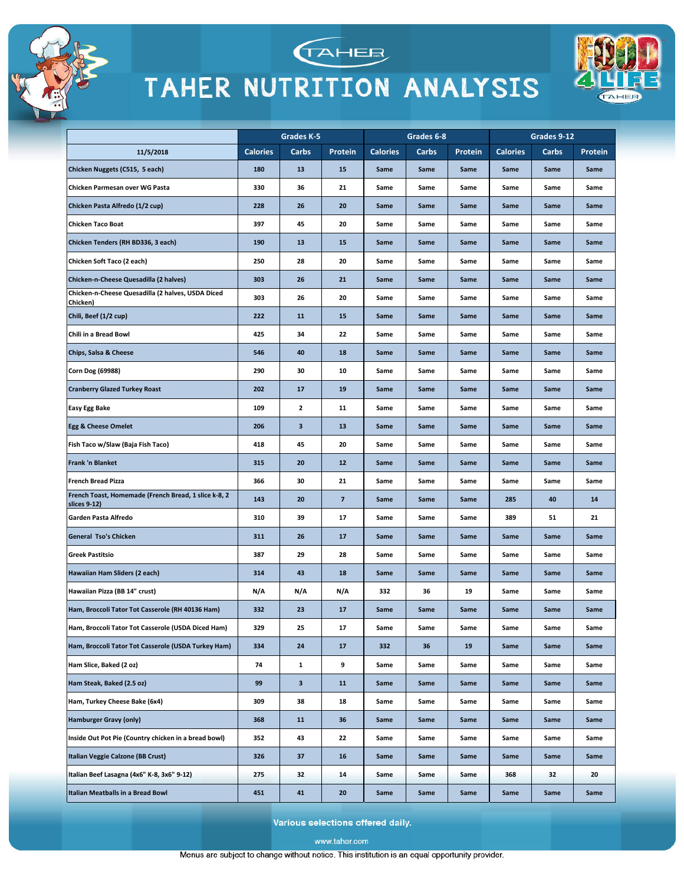# TAHER NUTRITION ANALYSIS

| 11/5/2018 | Grades K-5 | | | Grades 6-8 | | | Grades 9-12 | | |
|---|---|---|---|---|---|---|---|---|---|
| | Calories | Carbs | Protein | Calories | Carbs | Protein | Calories | Carbs | Protein |
| Chicken Nuggets (C515, 5 each) | 180 | 13 | 15 | Same | Same | Same | Same | Same | Same |
| Chicken Parmesan over WG Pasta | 330 | 36 | 21 | Same | Same | Same | Same | Same | Same |
| Chicken Pasta Alfredo (1/2 cup) | 228 | 26 | 20 | Same | Same | Same | Same | Same | Same |
| Chicken Taco Boat | 397 | 45 | 20 | Same | Same | Same | Same | Same | Same |
| Chicken Tenders (RH BD336, 3 each) | 190 | 13 | 15 | Same | Same | Same | Same | Same | Same |
| Chicken Soft Taco (2 each) | 250 | 28 | 20 | Same | Same | Same | Same | Same | Same |
| Chicken-n-Cheese Quesadilla (2 halves) | 303 | 26 | 21 | Same | Same | Same | Same | Same | Same |
| Chicken-n-Cheese Quesadilla (2 halves, USDA Diced Chicken) | 303 | 26 | 20 | Same | Same | Same | Same | Same | Same |
| Chili, Beef (1/2 cup) | 222 | 11 | 15 | Same | Same | Same | Same | Same | Same |
| Chili in a Bread Bowl | 425 | 34 | 22 | Same | Same | Same | Same | Same | Same |
| Chips, Salsa & Cheese | 546 | 40 | 18 | Same | Same | Same | Same | Same | Same |
| Corn Dog (69988) | 290 | 30 | 10 | Same | Same | Same | Same | Same | Same |
| Cranberry Glazed Turkey Roast | 202 | 17 | 19 | Same | Same | Same | Same | Same | Same |
| Easy Egg Bake | 109 | 2 | 11 | Same | Same | Same | Same | Same | Same |
| Egg & Cheese Omelet | 206 | 3 | 13 | Same | Same | Same | Same | Same | Same |
| Fish Taco w/Slaw (Baja Fish Taco) | 418 | 45 | 20 | Same | Same | Same | Same | Same | Same |
| Frank 'n Blanket | 315 | 20 | 12 | Same | Same | Same | Same | Same | Same |
| French Bread Pizza | 366 | 30 | 21 | Same | Same | Same | Same | Same | Same |
| French Toast, Homemade (French Bread, 1 slice k-8, 2 slices 9-12) | 143 | 20 | 7 | Same | Same | Same | 285 | 40 | 14 |
| Garden Pasta Alfredo | 310 | 39 | 17 | Same | Same | Same | 389 | 51 | 21 |
| General Tso's Chicken | 311 | 26 | 17 | Same | Same | Same | Same | Same | Same |
| Greek Pastitsio | 387 | 29 | 28 | Same | Same | Same | Same | Same | Same |
| Hawaiian Ham Sliders (2 each) | 314 | 43 | 18 | Same | Same | Same | Same | Same | Same |
| Hawaiian Pizza (BB 14" crust) | N/A | N/A | N/A | 332 | 36 | 19 | Same | Same | Same |
| Ham, Broccoli Tator Tot Casserole (RH 40136 Ham) | 332 | 23 | 17 | Same | Same | Same | Same | Same | Same |
| Ham, Broccoli Tator Tot Casserole (USDA Diced Ham) | 329 | 25 | 17 | Same | Same | Same | Same | Same | Same |
| Ham, Broccoli Tator Tot Casserole (USDA Turkey Ham) | 334 | 24 | 17 | 332 | 36 | 19 | Same | Same | Same |
| Ham Slice, Baked (2 oz) | 74 | 1 | 9 | Same | Same | Same | Same | Same | Same |
| Ham Steak, Baked (2.5 oz) | 99 | 3 | 11 | Same | Same | Same | Same | Same | Same |
| Ham, Turkey Cheese Bake (6x4) | 309 | 38 | 18 | Same | Same | Same | Same | Same | Same |
| Hamburger Gravy (only) | 368 | 11 | 36 | Same | Same | Same | Same | Same | Same |
| Inside Out Pot Pie (Country chicken in a bread bowl) | 352 | 43 | 22 | Same | Same | Same | Same | Same | Same |
| Italian Veggie Calzone (BB Crust) | 326 | 37 | 16 | Same | Same | Same | Same | Same | Same |
| Italian Beef Lasagna (4x6" K-8, 3x6" 9-12) | 275 | 32 | 14 | Same | Same | Same | 368 | 32 | 20 |
| Italian Meatballs in a Bread Bowl | 451 | 41 | 20 | Same | Same | Same | Same | Same | Same |

Various selections offered daily.

www.tahor.com

Menus are subject to change without notice. This institution is an equal opportunity provider.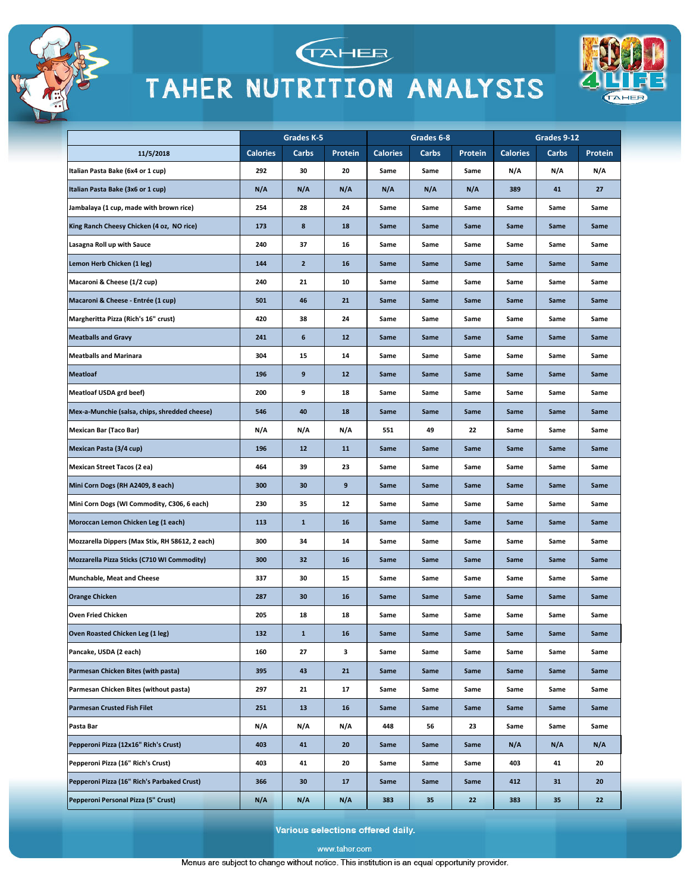# TAHER NUTRITION ANALYSIS

| 11/5/2018 | Grades K-5 | | | Grades 6-8 | | | Grades 9-12 | | |
|---|---|---|---|---|---|---|---|---|---|
| | Calories | Carbs | Protein | Calories | Carbs | Protein | Calories | Carbs | Protein |
| Italian Pasta Bake (6x4 or 1 cup) | 292 | 30 | 20 | Same | Same | Same | N/A | N/A | N/A |
| Italian Pasta Bake (3x6 or 1 cup) | N/A | N/A | N/A | N/A | N/A | N/A | 389 | 41 | 27 |
| Jambalaya (1 cup, made with brown rice) | 254 | 28 | 24 | Same | Same | Same | Same | Same | Same |
| King Ranch Cheesy Chicken (4 oz, NO rice) | 173 | 8 | 18 | Same | Same | Same | Same | Same | Same |
| Lasagna Roll up with Sauce | 240 | 37 | 16 | Same | Same | Same | Same | Same | Same |
| Lemon Herb Chicken (1 leg) | 144 | 2 | 16 | Same | Same | Same | Same | Same | Same |
| Macaroni & Cheese (1/2 cup) | 240 | 21 | 10 | Same | Same | Same | Same | Same | Same |
| Macaroni & Cheese - Entrée (1 cup) | 501 | 46 | 21 | Same | Same | Same | Same | Same | Same |
| Margheritta Pizza (Rich's 16" crust) | 420 | 38 | 24 | Same | Same | Same | Same | Same | Same |
| Meatballs and Gravy | 241 | 6 | 12 | Same | Same | Same | Same | Same | Same |
| Meatballs and Marinara | 304 | 15 | 14 | Same | Same | Same | Same | Same | Same |
| Meatloaf | 196 | 9 | 12 | Same | Same | Same | Same | Same | Same |
| Meatloaf USDA grd beef) | 200 | 9 | 18 | Same | Same | Same | Same | Same | Same |
| Mex-a-Munchie (salsa, chips, shredded cheese) | 546 | 40 | 18 | Same | Same | Same | Same | Same | Same |
| Mexican Bar (Taco Bar) | N/A | N/A | N/A | 551 | 49 | 22 | Same | Same | Same |
| Mexican Pasta (3/4 cup) | 196 | 12 | 11 | Same | Same | Same | Same | Same | Same |
| Mexican Street Tacos (2 ea) | 464 | 39 | 23 | Same | Same | Same | Same | Same | Same |
| Mini Corn Dogs (RH A2409, 8 each) | 300 | 30 | 9 | Same | Same | Same | Same | Same | Same |
| Mini Corn Dogs (WI Commodity, C306, 6 each) | 230 | 35 | 12 | Same | Same | Same | Same | Same | Same |
| Moroccan Lemon Chicken Leg (1 each) | 113 | 1 | 16 | Same | Same | Same | Same | Same | Same |
| Mozzarella Dippers (Max Stix, RH 58612, 2 each) | 300 | 34 | 14 | Same | Same | Same | Same | Same | Same |
| Mozzarella Pizza Sticks (C710 WI Commodity) | 300 | 32 | 16 | Same | Same | Same | Same | Same | Same |
| Munchable, Meat and Cheese | 337 | 30 | 15 | Same | Same | Same | Same | Same | Same |
| Orange Chicken | 287 | 30 | 16 | Same | Same | Same | Same | Same | Same |
| Oven Fried Chicken | 205 | 18 | 18 | Same | Same | Same | Same | Same | Same |
| Oven Roasted Chicken Leg (1 leg) | 132 | 1 | 16 | Same | Same | Same | Same | Same | Same |
| Pancake, USDA (2 each) | 160 | 27 | 3 | Same | Same | Same | Same | Same | Same |
| Parmesan Chicken Bites (with pasta) | 395 | 43 | 21 | Same | Same | Same | Same | Same | Same |
| Parmesan Chicken Bites (without pasta) | 297 | 21 | 17 | Same | Same | Same | Same | Same | Same |
| Parmesan Crusted Fish Filet | 251 | 13 | 16 | Same | Same | Same | Same | Same | Same |
| Pasta Bar | N/A | N/A | N/A | 448 | 56 | 23 | Same | Same | Same |
| Pepperoni Pizza (12x16" Rich's Crust) | 403 | 41 | 20 | Same | Same | Same | N/A | N/A | N/A |
| Pepperoni Pizza (16" Rich's Crust) | 403 | 41 | 20 | Same | Same | Same | 403 | 41 | 20 |
| Pepperoni Pizza (16" Rich's Parbaked Crust) | 366 | 30 | 17 | Same | Same | Same | 412 | 31 | 20 |
| Pepperoni Personal Pizza (5" Crust) | N/A | N/A | N/A | 383 | 35 | 22 | 383 | 35 | 22 |

Various selections offered daily.

www.taher.com

Menus are subject to change without notice. This institution is an equal opportunity provider.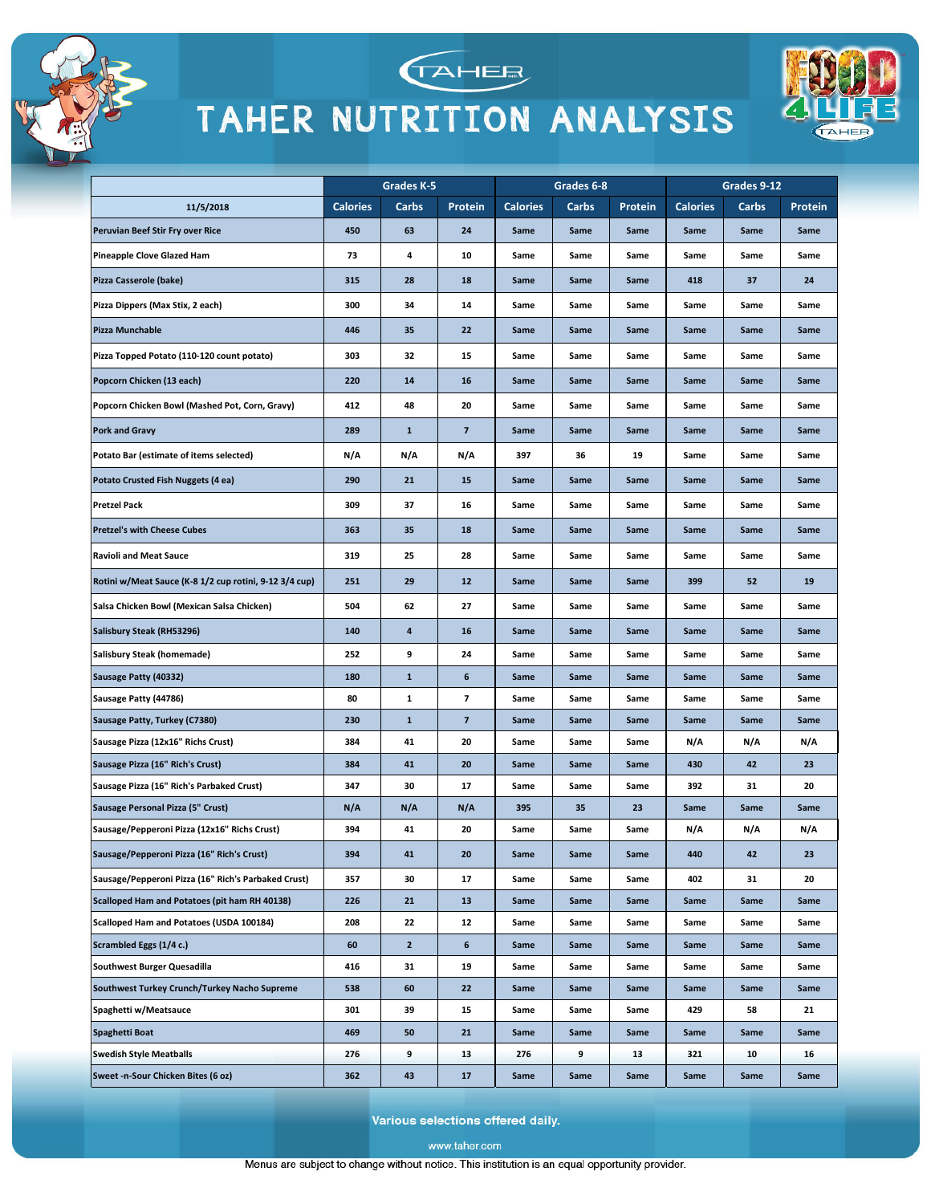# TAHER NUTRITION ANALYSIS

| 11/5/2018 | Grades K-5 | | | Grades 6-8 | | | Grades 9-12 | | |
|---|---|---|---|---|---|---|---|---|---|
| | Calories | Carbs | Protein | Calories | Carbs | Protein | Calories | Carbs | Protein |
| Peruvian Beef Stir Fry over Rice | 450 | 63 | 24 | Same | Same | Same | Same | Same | Same |
| Pineapple Clove Glazed Ham | 73 | 4 | 10 | Same | Same | Same | Same | Same | Same |
| Pizza Casserole (bake) | 315 | 28 | 18 | Same | Same | Same | 418 | 37 | 24 |
| Pizza Dippers (Max Stix, 2 each) | 300 | 34 | 14 | Same | Same | Same | Same | Same | Same |
| Pizza Munchable | 446 | 35 | 22 | Same | Same | Same | Same | Same | Same |
| Pizza Topped Potato (110-120 count potato) | 303 | 32 | 15 | Same | Same | Same | Same | Same | Same |
| Popcorn Chicken (13 each) | 220 | 14 | 16 | Same | Same | Same | Same | Same | Same |
| Popcorn Chicken Bowl (Mashed Pot, Corn, Gravy) | 412 | 48 | 20 | Same | Same | Same | Same | Same | Same |
| Pork and Gravy | 289 | 1 | 7 | Same | Same | Same | Same | Same | Same |
| Potato Bar (estimate of items selected) | N/A | N/A | N/A | 397 | 36 | 19 | Same | Same | Same |
| Potato Crusted Fish Nuggets (4 ea) | 290 | 21 | 15 | Same | Same | Same | Same | Same | Same |
| Pretzel Pack | 309 | 37 | 16 | Same | Same | Same | Same | Same | Same |
| Pretzel's with Cheese Cubes | 363 | 35 | 18 | Same | Same | Same | Same | Same | Same |
| Ravioli and Meat Sauce | 319 | 25 | 28 | Same | Same | Same | Same | Same | Same |
| Rotini w/Meat Sauce (K-8 1/2 cup rotini, 9-12 3/4 cup) | 251 | 29 | 12 | Same | Same | Same | 399 | 52 | 19 |
| Salsa Chicken Bowl (Mexican Salsa Chicken) | 504 | 62 | 27 | Same | Same | Same | Same | Same | Same |
| Salisbury Steak (RH53296) | 140 | 4 | 16 | Same | Same | Same | Same | Same | Same |
| Salisbury Steak (homemade) | 252 | 9 | 24 | Same | Same | Same | Same | Same | Same |
| Sausage Patty (40332) | 180 | 1 | 6 | Same | Same | Same | Same | Same | Same |
| Sausage Patty (44786) | 80 | 1 | 7 | Same | Same | Same | Same | Same | Same |
| Sausage Patty, Turkey (C7380) | 230 | 1 | 7 | Same | Same | Same | Same | Same | Same |
| Sausage Pizza (12x16" Richs Crust) | 384 | 41 | 20 | Same | Same | Same | N/A | N/A | N/A |
| Sausage Pizza (16" Rich's Crust) | 384 | 41 | 20 | Same | Same | Same | 430 | 42 | 23 |
| Sausage Pizza (16" Rich's Parbaked Crust) | 347 | 30 | 17 | Same | Same | Same | 392 | 31 | 20 |
| Sausage Personal Pizza (5" Crust) | N/A | N/A | N/A | 395 | 35 | 23 | Same | Same | Same |
| Sausage/Pepperoni Pizza (12x16" Richs Crust) | 394 | 41 | 20 | Same | Same | Same | N/A | N/A | N/A |
| Sausage/Pepperoni Pizza (16" Rich's Crust) | 394 | 41 | 20 | Same | Same | Same | 440 | 42 | 23 |
| Sausage/Pepperoni Pizza (16" Rich's Parbaked Crust) | 357 | 30 | 17 | Same | Same | Same | 402 | 31 | 20 |
| Scalloped Ham and Potatoes (pit ham RH 40138) | 226 | 21 | 13 | Same | Same | Same | Same | Same | Same |
| Scalloped Ham and Potatoes (USDA 100184) | 208 | 22 | 12 | Same | Same | Same | Same | Same | Same |
| Scrambled Eggs (1/4 c.) | 60 | 2 | 6 | Same | Same | Same | Same | Same | Same |
| Southwest Burger Quesadilla | 416 | 31 | 19 | Same | Same | Same | Same | Same | Same |
| Southwest Turkey Crunch/Turkey Nacho Supreme | 538 | 60 | 22 | Same | Same | Same | Same | Same | Same |
| Spaghetti w/Meatsauce | 301 | 39 | 15 | Same | Same | Same | 429 | 58 | 21 |
| Spaghetti Boat | 469 | 50 | 21 | Same | Same | Same | Same | Same | Same |
| Swedish Style Meatballs | 276 | 9 | 13 | 276 | 9 | 13 | 321 | 10 | 16 |
| Sweet -n-Sour Chicken Bites (6 oz) | 362 | 43 | 17 | Same | Same | Same | Same | Same | Same |

Various selections offered daily.

www.tahor.com

Menus are subject to change without notice. This institution is an equal opportunity provider.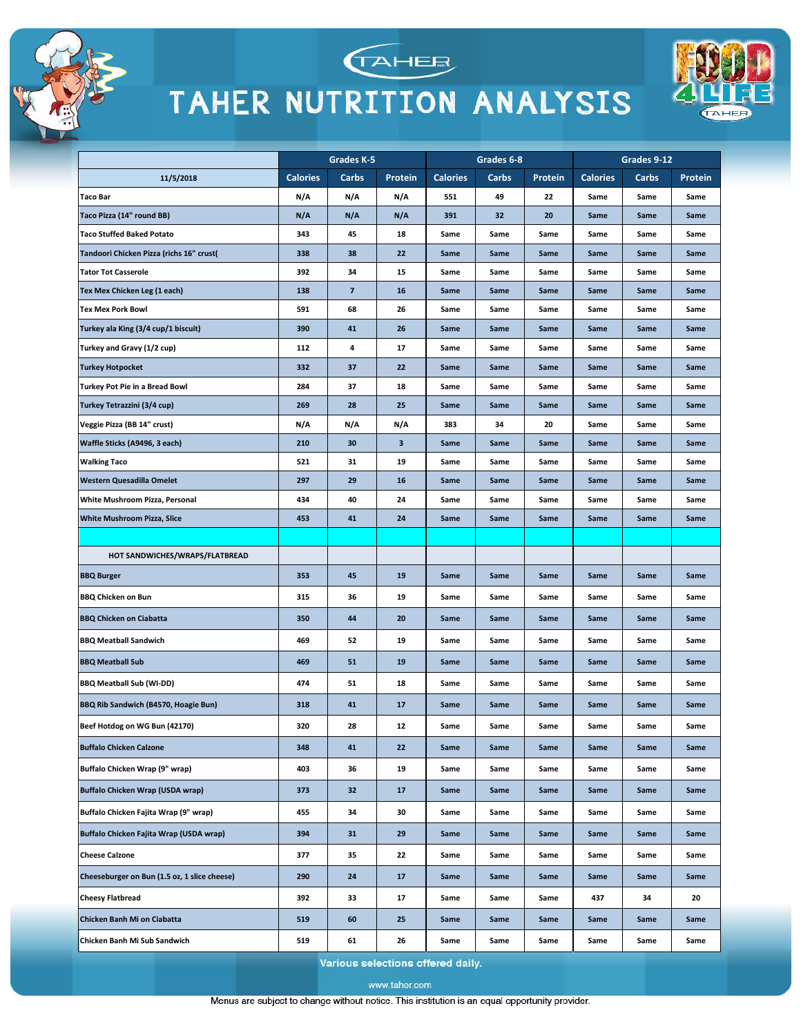# TAHER NUTRITION ANALYSIS

| 11/5/2018 | Grades K-5 | | | Grades 6-8 | | | Grades 9-12 | | |
|---|---|---|---|---|---|---|---|---|---|
| | Calories | Carbs | Protein | Calories | Carbs | Protein | Calories | Carbs | Protein |
| Taco Bar | N/A | N/A | N/A | 551 | 49 | 22 | Same | Same | Same |
| Taco Pizza (14" round BB) | N/A | N/A | N/A | 391 | 32 | 20 | Same | Same | Same |
| Taco Stuffed Baked Potato | 343 | 45 | 18 | Same | Same | Same | Same | Same | Same |
| Tandoori Chicken Pizza (richs 16" crust( | 338 | 38 | 22 | Same | Same | Same | Same | Same | Same |
| Tator Tot Casserole | 392 | 34 | 15 | Same | Same | Same | Same | Same | Same |
| Tex Mex Chicken Leg (1 each) | 138 | 7 | 16 | Same | Same | Same | Same | Same | Same |
| Tex Mex Pork Bowl | 591 | 68 | 26 | Same | Same | Same | Same | Same | Same |
| Turkey ala King (3/4 cup/1 biscuit) | 390 | 41 | 26 | Same | Same | Same | Same | Same | Same |
| Turkey and Gravy (1/2 cup) | 112 | 4 | 17 | Same | Same | Same | Same | Same | Same |
| Turkey Hotpocket | 332 | 37 | 22 | Same | Same | Same | Same | Same | Same |
| Turkey Pot Pie in a Bread Bowl | 284 | 37 | 18 | Same | Same | Same | Same | Same | Same |
| Turkey Tetrazzini (3/4 cup) | 269 | 28 | 25 | Same | Same | Same | Same | Same | Same |
| Veggie Pizza (BB 14" crust) | N/A | N/A | N/A | 383 | 34 | 20 | Same | Same | Same |
| Waffle Sticks (A9496, 3 each) | 210 | 30 | 3 | Same | Same | Same | Same | Same | Same |
| Walking Taco | 521 | 31 | 19 | Same | Same | Same | Same | Same | Same |
| Western Quesadilla Omelet | 297 | 29 | 16 | Same | Same | Same | Same | Same | Same |
| White Mushroom Pizza, Personal | 434 | 40 | 24 | Same | Same | Same | Same | Same | Same |
| White Mushroom Pizza, Slice | 453 | 41 | 24 | Same | Same | Same | Same | Same | Same |
| | | | | | | | | | |
| HOT SANDWICHES/WRAPS/FLATBREAD | | | | | | | | | |
| BBQ Burger | 353 | 45 | 19 | Same | Same | Same | Same | Same | Same |
| BBQ Chicken on Bun | 315 | 36 | 19 | Same | Same | Same | Same | Same | Same |
| BBQ Chicken on Ciabatta | 350 | 44 | 20 | Same | Same | Same | Same | Same | Same |
| BBQ Meatball Sandwich | 469 | 52 | 19 | Same | Same | Same | Same | Same | Same |
| BBQ Meatball Sub | 469 | 51 | 19 | Same | Same | Same | Same | Same | Same |
| BBQ Meatball Sub (WI-DD) | 474 | 51 | 18 | Same | Same | Same | Same | Same | Same |
| BBQ Rib Sandwich (B4570, Hoagie Bun) | 318 | 41 | 17 | Same | Same | Same | Same | Same | Same |
| Beef Hotdog on WG Bun (42170) | 320 | 28 | 12 | Same | Same | Same | Same | Same | Same |
| Buffalo Chicken Calzone | 348 | 41 | 22 | Same | Same | Same | Same | Same | Same |
| Buffalo Chicken Wrap (9" wrap) | 403 | 36 | 19 | Same | Same | Same | Same | Same | Same |
| Buffalo Chicken Wrap (USDA wrap) | 373 | 32 | 17 | Same | Same | Same | Same | Same | Same |
| Buffalo Chicken Fajita Wrap (9" wrap) | 455 | 34 | 30 | Same | Same | Same | Same | Same | Same |
| Buffalo Chicken Fajita Wrap (USDA wrap) | 394 | 31 | 29 | Same | Same | Same | Same | Same | Same |
| Cheese Calzone | 377 | 35 | 22 | Same | Same | Same | Same | Same | Same |
| Cheeseburger on Bun (1.5 oz, 1 slice cheese) | 290 | 24 | 17 | Same | Same | Same | Same | Same | Same |
| Cheesy Flatbread | 392 | 33 | 17 | Same | Same | Same | 437 | 34 | 20 |
| Chicken Banh Mi on Ciabatta | 519 | 60 | 25 | Same | Same | Same | Same | Same | Same |
| Chicken Banh Mi Sub Sandwich | 519 | 61 | 26 | Same | Same | Same | Same | Same | Same |

Various selections offered daily.

www.tahor.com

Menus are subject to change without notice. This institution is an equal opportunity provider.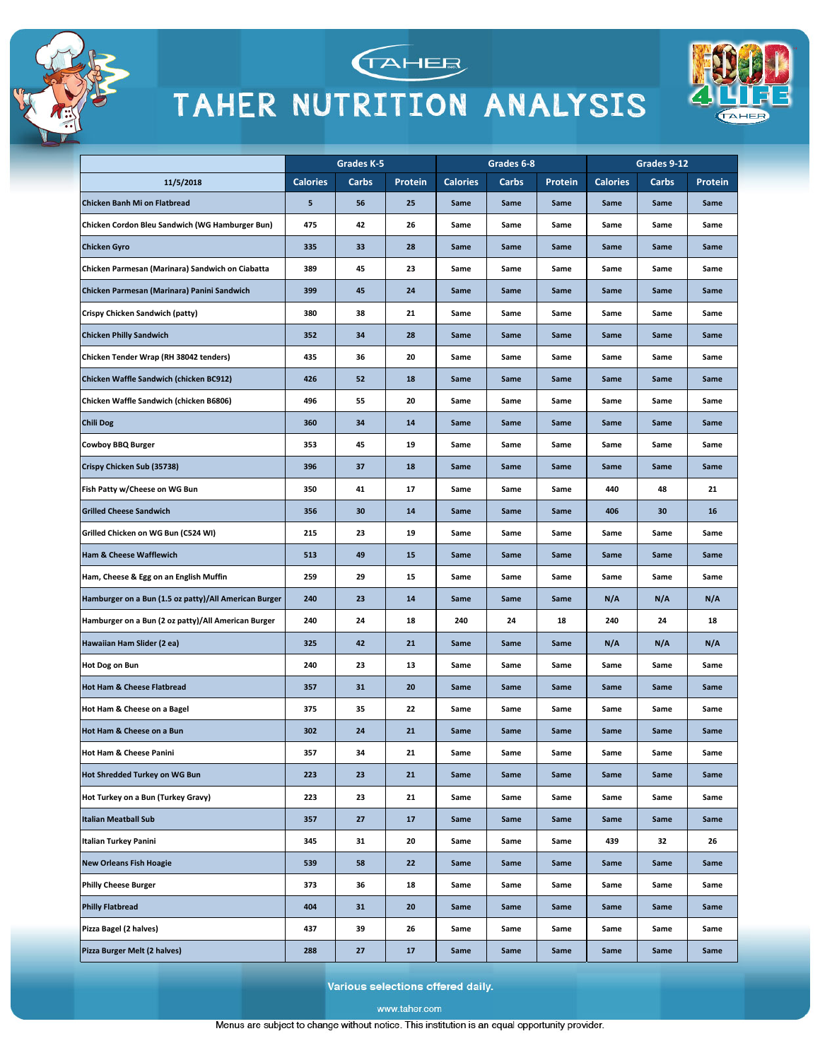# TAHER NUTRITION ANALYSIS

| 11/5/2018 | Grades K-5 | | | Grades 6-8 | | | Grades 9-12 | | |
|---|---|---|---|---|---|---|---|---|---|
| | Calories | Carbs | Protein | Calories | Carbs | Protein | Calories | Carbs | Protein |
| Chicken Banh Mi on Flatbread | 5 | 56 | 25 | Same | Same | Same | Same | Same | Same |
| Chicken Cordon Bleu Sandwich (WG Hamburger Bun) | 475 | 42 | 26 | Same | Same | Same | Same | Same | Same |
| Chicken Gyro | 335 | 33 | 28 | Same | Same | Same | Same | Same | Same |
| Chicken Parmesan (Marinara) Sandwich on Ciabatta | 389 | 45 | 23 | Same | Same | Same | Same | Same | Same |
| Chicken Parmesan (Marinara) Panini Sandwich | 399 | 45 | 24 | Same | Same | Same | Same | Same | Same |
| Crispy Chicken Sandwich (patty) | 380 | 38 | 21 | Same | Same | Same | Same | Same | Same |
| Chicken Philly Sandwich | 352 | 34 | 28 | Same | Same | Same | Same | Same | Same |
| Chicken Tender Wrap (RH 38042 tenders) | 435 | 36 | 20 | Same | Same | Same | Same | Same | Same |
| Chicken Waffle Sandwich (chicken BC912) | 426 | 52 | 18 | Same | Same | Same | Same | Same | Same |
| Chicken Waffle Sandwich (chicken B6806) | 496 | 55 | 20 | Same | Same | Same | Same | Same | Same |
| Chili Dog | 360 | 34 | 14 | Same | Same | Same | Same | Same | Same |
| Cowboy BBQ Burger | 353 | 45 | 19 | Same | Same | Same | Same | Same | Same |
| Crispy Chicken Sub (35738) | 396 | 37 | 18 | Same | Same | Same | Same | Same | Same |
| Fish Patty w/Cheese on WG Bun | 350 | 41 | 17 | Same | Same | Same | 440 | 48 | 21 |
| Grilled Cheese Sandwich | 356 | 30 | 14 | Same | Same | Same | 406 | 30 | 16 |
| Grilled Chicken on WG Bun (C524 WI) | 215 | 23 | 19 | Same | Same | Same | Same | Same | Same |
| Ham & Cheese Wafflewich | 513 | 49 | 15 | Same | Same | Same | Same | Same | Same |
| Ham, Cheese & Egg on an English Muffin | 259 | 29 | 15 | Same | Same | Same | Same | Same | Same |
| Hamburger on a Bun (1.5 oz patty)/All American Burger | 240 | 23 | 14 | Same | Same | Same | N/A | N/A | N/A |
| Hamburger on a Bun (2 oz patty)/All American Burger | 240 | 24 | 18 | 240 | 24 | 18 | 240 | 24 | 18 |
| Hawaiian Ham Slider (2 ea) | 325 | 42 | 21 | Same | Same | Same | N/A | N/A | N/A |
| Hot Dog on Bun | 240 | 23 | 13 | Same | Same | Same | Same | Same | Same |
| Hot Ham & Cheese Flatbread | 357 | 31 | 20 | Same | Same | Same | Same | Same | Same |
| Hot Ham & Cheese on a Bagel | 375 | 35 | 22 | Same | Same | Same | Same | Same | Same |
| Hot Ham & Cheese on a Bun | 302 | 24 | 21 | Same | Same | Same | Same | Same | Same |
| Hot Ham & Cheese Panini | 357 | 34 | 21 | Same | Same | Same | Same | Same | Same |
| Hot Shredded Turkey on WG Bun | 223 | 23 | 21 | Same | Same | Same | Same | Same | Same |
| Hot Turkey on a Bun (Turkey Gravy) | 223 | 23 | 21 | Same | Same | Same | Same | Same | Same |
| Italian Meatball Sub | 357 | 27 | 17 | Same | Same | Same | Same | Same | Same |
| Italian Turkey Panini | 345 | 31 | 20 | Same | Same | Same | 439 | 32 | 26 |
| New Orleans Fish Hoagie | 539 | 58 | 22 | Same | Same | Same | Same | Same | Same |
| Philly Cheese Burger | 373 | 36 | 18 | Same | Same | Same | Same | Same | Same |
| Philly Flatbread | 404 | 31 | 20 | Same | Same | Same | Same | Same | Same |
| Pizza Bagel (2 halves) | 437 | 39 | 26 | Same | Same | Same | Same | Same | Same |
| Pizza Burger Melt (2 halves) | 288 | 27 | 17 | Same | Same | Same | Same | Same | Same |

Various selections offered daily.

www.taher.com

Menus are subject to change without notice. This institution is an equal opportunity provider.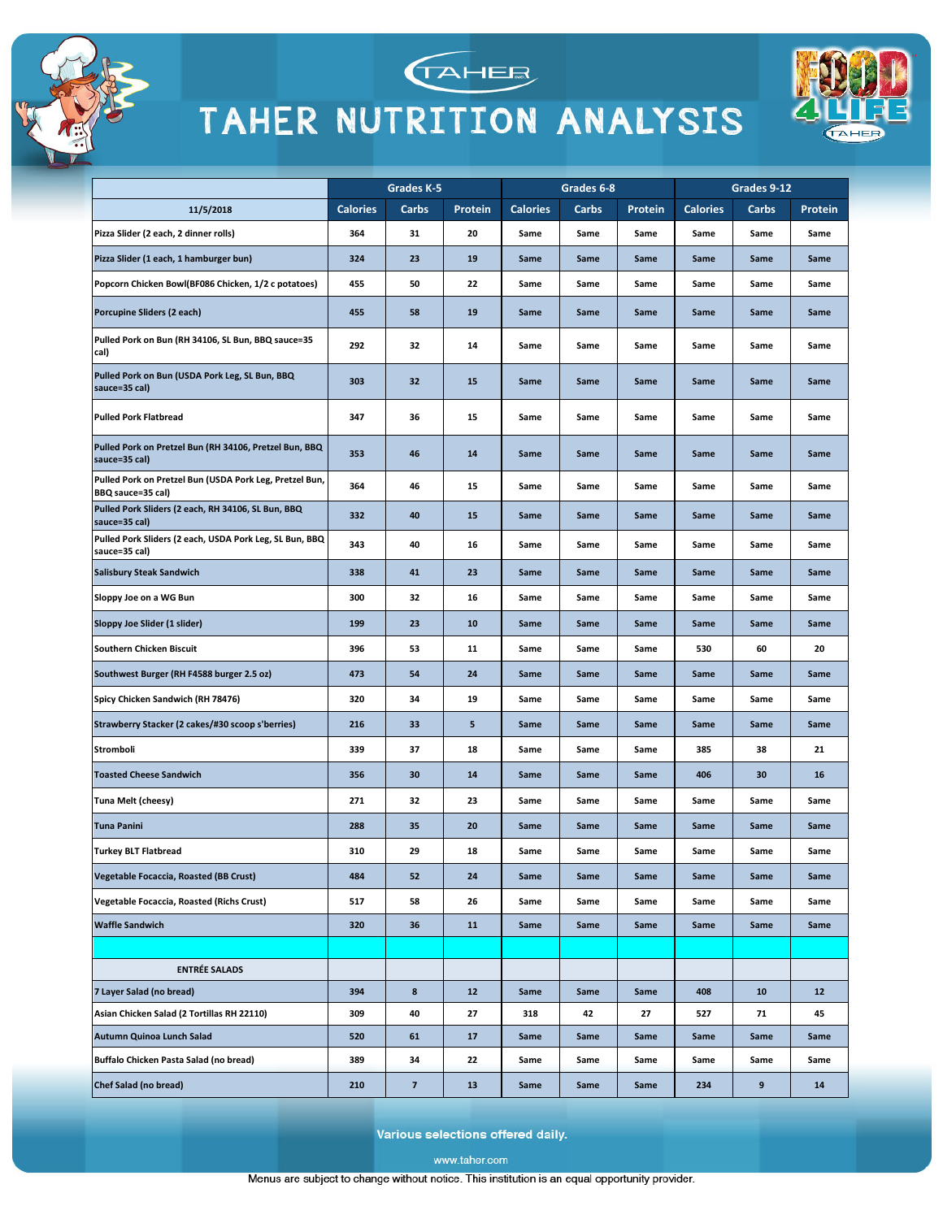# TAHER NUTRITION ANALYSIS

| | Grades K-5 | | | Grades 6-8 | | | Grades 9-12 | | |
|---|---|---|---|---|---|---|---|---|---|
| 11/5/2018 | Calories | Carbs | Protein | Calories | Carbs | Protein | Calories | Carbs | Protein |
| Pizza Slider (2 each, 2 dinner rolls) | 364 | 31 | 20 | Same | Same | Same | Same | Same | Same |
| Pizza Slider (1 each, 1 hamburger bun) | 324 | 23 | 19 | Same | Same | Same | Same | Same | Same |
| Popcorn Chicken Bowl(BF086 Chicken, 1/2 c potatoes) | 455 | 50 | 22 | Same | Same | Same | Same | Same | Same |
| Porcupine Sliders (2 each) | 455 | 58 | 19 | Same | Same | Same | Same | Same | Same |
| Pulled Pork on Bun (RH 34106, SL Bun, BBQ sauce=35 cal) | 292 | 32 | 14 | Same | Same | Same | Same | Same | Same |
| Pulled Pork on Bun (USDA Pork Leg, SL Bun, BBQ sauce=35 cal) | 303 | 32 | 15 | Same | Same | Same | Same | Same | Same |
| Pulled Pork Flatbread | 347 | 36 | 15 | Same | Same | Same | Same | Same | Same |
| Pulled Pork on Pretzel Bun (RH 34106, Pretzel Bun, BBQ sauce=35 cal) | 353 | 46 | 14 | Same | Same | Same | Same | Same | Same |
| Pulled Pork on Pretzel Bun (USDA Pork Leg, Pretzel Bun, BBQ sauce=35 cal) | 364 | 46 | 15 | Same | Same | Same | Same | Same | Same |
| Pulled Pork Sliders (2 each, RH 34106, SL Bun, BBQ sauce=35 cal) | 332 | 40 | 15 | Same | Same | Same | Same | Same | Same |
| Pulled Pork Sliders (2 each, USDA Pork Leg, SL Bun, BBQ sauce=35 cal) | 343 | 40 | 16 | Same | Same | Same | Same | Same | Same |
| Salisbury Steak Sandwich | 338 | 41 | 23 | Same | Same | Same | Same | Same | Same |
| Sloppy Joe on a WG Bun | 300 | 32 | 16 | Same | Same | Same | Same | Same | Same |
| Sloppy Joe Slider (1 slider) | 199 | 23 | 10 | Same | Same | Same | Same | Same | Same |
| Southern Chicken Biscuit | 396 | 53 | 11 | Same | Same | Same | 530 | 60 | 20 |
| Southwest Burger (RH F4588 burger 2.5 oz) | 473 | 54 | 24 | Same | Same | Same | Same | Same | Same |
| Spicy Chicken Sandwich (RH 78476) | 320 | 34 | 19 | Same | Same | Same | Same | Same | Same |
| Strawberry Stacker (2 cakes/#30 scoop s'berries) | 216 | 33 | 5 | Same | Same | Same | Same | Same | Same |
| Stromboli | 339 | 37 | 18 | Same | Same | Same | 385 | 38 | 21 |
| Toasted Cheese Sandwich | 356 | 30 | 14 | Same | Same | Same | 406 | 30 | 16 |
| Tuna Melt (cheesy) | 271 | 32 | 23 | Same | Same | Same | Same | Same | Same |
| Tuna Panini | 288 | 35 | 20 | Same | Same | Same | Same | Same | Same |
| Turkey BLT Flatbread | 310 | 29 | 18 | Same | Same | Same | Same | Same | Same |
| Vegetable Focaccia, Roasted (BB Crust) | 484 | 52 | 24 | Same | Same | Same | Same | Same | Same |
| Vegetable Focaccia, Roasted (Richs Crust) | 517 | 58 | 26 | Same | Same | Same | Same | Same | Same |
| Waffle Sandwich | 320 | 36 | 11 | Same | Same | Same | Same | Same | Same |
| | | | | | | | | | |
| ENTRÉE SALADS | | | | | | | | | |
| 7 Layer Salad (no bread) | 394 | 8 | 12 | Same | Same | Same | 408 | 10 | 12 |
| Asian Chicken Salad (2 Tortillas RH 22110) | 309 | 40 | 27 | 318 | 42 | 27 | 527 | 71 | 45 |
| Autumn Quinoa Lunch Salad | 520 | 61 | 17 | Same | Same | Same | Same | Same | Same |
| Buffalo Chicken Pasta Salad (no bread) | 389 | 34 | 22 | Same | Same | Same | Same | Same | Same |
| Chef Salad (no bread) | 210 | 7 | 13 | Same | Same | Same | 234 | 9 | 14 |

Various selections offered daily.

www.taher.com

Menus are subject to change without notice. This institution is an equal opportunity provider.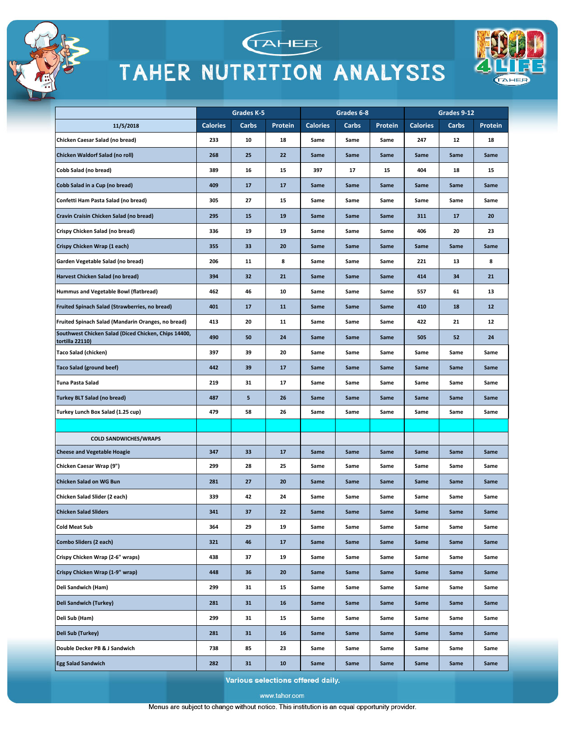# TAHER NUTRITION ANALYSIS

| | Grades K-5 | | | Grades 6-8 | | | Grades 9-12 | | |
|---|---|---|---|---|---|---|---|---|---|
| 11/5/2018 | Calories | Carbs | Protein | Calories | Carbs | Protein | Calories | Carbs | Protein |
| Chicken Caesar Salad (no bread) | 233 | 10 | 18 | Same | Same | Same | 247 | 12 | 18 |
| Chicken Waldorf Salad (no roll) | 268 | 25 | 22 | Same | Same | Same | Same | Same | Same |
| Cobb Salad (no bread) | 389 | 16 | 15 | 397 | 17 | 15 | 404 | 18 | 15 |
| Cobb Salad in a Cup (no bread) | 409 | 17 | 17 | Same | Same | Same | Same | Same | Same |
| Confetti Ham Pasta Salad (no bread) | 305 | 27 | 15 | Same | Same | Same | Same | Same | Same |
| Cravin Craisin Chicken Salad (no bread) | 295 | 15 | 19 | Same | Same | Same | 311 | 17 | 20 |
| Crispy Chicken Salad (no bread) | 336 | 19 | 19 | Same | Same | Same | 406 | 20 | 23 |
| Crispy Chicken Wrap (1 each) | 355 | 33 | 20 | Same | Same | Same | Same | Same | Same |
| Garden Vegetable Salad (no bread) | 206 | 11 | 8 | Same | Same | Same | 221 | 13 | 8 |
| Harvest Chicken Salad (no bread) | 394 | 32 | 21 | Same | Same | Same | 414 | 34 | 21 |
| Hummus and Vegetable Bowl (flatbread) | 462 | 46 | 10 | Same | Same | Same | 557 | 61 | 13 |
| Fruited Spinach Salad (Strawberries, no bread) | 401 | 17 | 11 | Same | Same | Same | 410 | 18 | 12 |
| Fruited Spinach Salad (Mandarin Oranges, no bread) | 413 | 20 | 11 | Same | Same | Same | 422 | 21 | 12 |
| Southwest Chicken Salad (Diced Chicken, Chips 14400, tortilla 22110) | 490 | 50 | 24 | Same | Same | Same | 505 | 52 | 24 |
| Taco Salad (chicken) | 397 | 39 | 20 | Same | Same | Same | Same | Same | Same |
| Taco Salad (ground beef) | 442 | 39 | 17 | Same | Same | Same | Same | Same | Same |
| Tuna Pasta Salad | 219 | 31 | 17 | Same | Same | Same | Same | Same | Same |
| Turkey BLT Salad (no bread) | 487 | 5 | 26 | Same | Same | Same | Same | Same | Same |
| Turkey Lunch Box Salad (1.25 cup) | 479 | 58 | 26 | Same | Same | Same | Same | Same | Same |
| | | | | | | | | | |
| COLD SANDWICHES/WRAPS | | | | | | | | | |
| Cheese and Vegetable Hoagie | 347 | 33 | 17 | Same | Same | Same | Same | Same | Same |
| Chicken Caesar Wrap (9") | 299 | 28 | 25 | Same | Same | Same | Same | Same | Same |
| Chicken Salad on WG Bun | 281 | 27 | 20 | Same | Same | Same | Same | Same | Same |
| Chicken Salad Slider (2 each) | 339 | 42 | 24 | Same | Same | Same | Same | Same | Same |
| Chicken Salad Sliders | 341 | 37 | 22 | Same | Same | Same | Same | Same | Same |
| Cold Meat Sub | 364 | 29 | 19 | Same | Same | Same | Same | Same | Same |
| Combo Sliders (2 each) | 321 | 46 | 17 | Same | Same | Same | Same | Same | Same |
| Crispy Chicken Wrap (2-6" wraps) | 438 | 37 | 19 | Same | Same | Same | Same | Same | Same |
| Crispy Chicken Wrap (1-9" wrap) | 448 | 36 | 20 | Same | Same | Same | Same | Same | Same |
| Deli Sandwich (Ham) | 299 | 31 | 15 | Same | Same | Same | Same | Same | Same |
| Deli Sandwich (Turkey) | 281 | 31 | 16 | Same | Same | Same | Same | Same | Same |
| Deli Sub (Ham) | 299 | 31 | 15 | Same | Same | Same | Same | Same | Same |
| Deli Sub (Turkey) | 281 | 31 | 16 | Same | Same | Same | Same | Same | Same |
| Double Decker PB & J Sandwich | 738 | 85 | 23 | Same | Same | Same | Same | Same | Same |
| Egg Salad Sandwich | 282 | 31 | 10 | Same | Same | Same | Same | Same | Same |

Various selections offered daily.

www.tahor.com

Menus are subject to change without notice. This institution is an equal opportunity provider.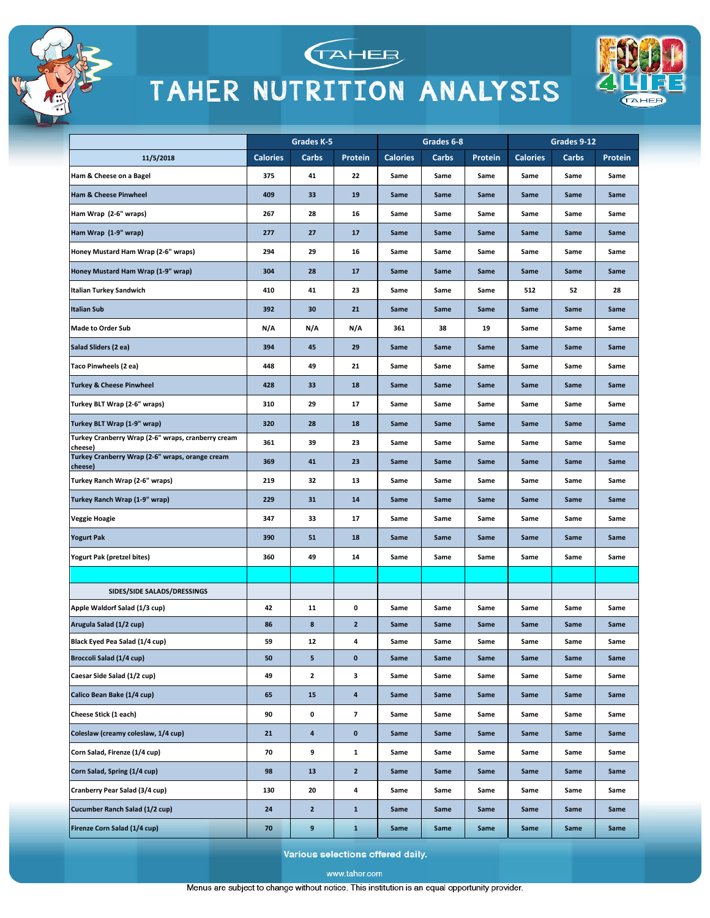# TAHER NUTRITION ANALYSIS

| 11/5/2018 | Grades K-5 | | | Grades 6-8 | | | Grades 9-12 | | |
|---|---|---|---|---|---|---|---|---|---|
| | Calories | Carbs | Protein | Calories | Carbs | Protein | Calories | Carbs | Protein |
| Ham & Cheese on a Bagel | 375 | 41 | 22 | Same | Same | Same | Same | Same | Same |
| Ham & Cheese Pinwheel | 409 | 33 | 19 | Same | Same | Same | Same | Same | Same |
| Ham Wrap (2-6" wraps) | 267 | 28 | 16 | Same | Same | Same | Same | Same | Same |
| Ham Wrap (1-9" wrap) | 277 | 27 | 17 | Same | Same | Same | Same | Same | Same |
| Honey Mustard Ham Wrap (2-6" wraps) | 294 | 29 | 16 | Same | Same | Same | Same | Same | Same |
| Honey Mustard Ham Wrap (1-9" wrap) | 304 | 28 | 17 | Same | Same | Same | Same | Same | Same |
| Italian Turkey Sandwich | 410 | 41 | 23 | Same | Same | Same | 512 | 52 | 28 |
| Italian Sub | 392 | 30 | 21 | Same | Same | Same | Same | Same | Same |
| Made to Order Sub | N/A | N/A | N/A | 361 | 38 | 19 | Same | Same | Same |
| Salad Sliders (2 ea) | 394 | 45 | 29 | Same | Same | Same | Same | Same | Same |
| Taco Pinwheels (2 ea) | 448 | 49 | 21 | Same | Same | Same | Same | Same | Same |
| Turkey & Cheese Pinwheel | 428 | 33 | 18 | Same | Same | Same | Same | Same | Same |
| Turkey BLT Wrap (2-6" wraps) | 310 | 29 | 17 | Same | Same | Same | Same | Same | Same |
| Turkey BLT Wrap (1-9" wrap) | 320 | 28 | 18 | Same | Same | Same | Same | Same | Same |
| Turkey Cranberry Wrap (2-6" wraps, cranberry cream cheese) | 361 | 39 | 23 | Same | Same | Same | Same | Same | Same |
| Turkey Cranberry Wrap (2-6" wraps, orange cream cheese) | 369 | 41 | 23 | Same | Same | Same | Same | Same | Same |
| Turkey Ranch Wrap (2-6" wraps) | 219 | 32 | 13 | Same | Same | Same | Same | Same | Same |
| Turkey Ranch Wrap (1-9" wrap) | 229 | 31 | 14 | Same | Same | Same | Same | Same | Same |
| Veggie Hoagie | 347 | 33 | 17 | Same | Same | Same | Same | Same | Same |
| Yogurt Pak | 390 | 51 | 18 | Same | Same | Same | Same | Same | Same |
| Yogurt Pak (pretzel bites) | 360 | 49 | 14 | Same | Same | Same | Same | Same | Same |
| | | | | | | | | | |
| SIDES/SIDE SALADS/DRESSINGS | | | | | | | | | |
| Apple Waldorf Salad (1/3 cup) | 42 | 11 | 0 | Same | Same | Same | Same | Same | Same |
| Arugula Salad (1/2 cup) | 86 | 8 | 2 | Same | Same | Same | Same | Same | Same |
| Black Eyed Pea Salad (1/4 cup) | 59 | 12 | 4 | Same | Same | Same | Same | Same | Same |
| Broccoli Salad (1/4 cup) | 50 | 5 | 0 | Same | Same | Same | Same | Same | Same |
| Caesar Side Salad (1/2 cup) | 49 | 2 | 3 | Same | Same | Same | Same | Same | Same |
| Calico Bean Bake (1/4 cup) | 65 | 15 | 4 | Same | Same | Same | Same | Same | Same |
| Cheese Stick (1 each) | 90 | 0 | 7 | Same | Same | Same | Same | Same | Same |
| Coleslaw (creamy coleslaw, 1/4 cup) | 21 | 4 | 0 | Same | Same | Same | Same | Same | Same |
| Corn Salad, Firenze (1/4 cup) | 70 | 9 | 1 | Same | Same | Same | Same | Same | Same |
| Corn Salad, Spring (1/4 cup) | 98 | 13 | 2 | Same | Same | Same | Same | Same | Same |
| Cranberry Pear Salad (3/4 cup) | 130 | 20 | 4 | Same | Same | Same | Same | Same | Same |
| Cucumber Ranch Salad (1/2 cup) | 24 | 2 | 1 | Same | Same | Same | Same | Same | Same |
| Firenze Corn Salad (1/4 cup) | 70 | 9 | 1 | Same | Same | Same | Same | Same | Same |

Various selections offered daily.

www.tahor.com

Menus are subject to change without notice. This institution is an equal opportunity provider.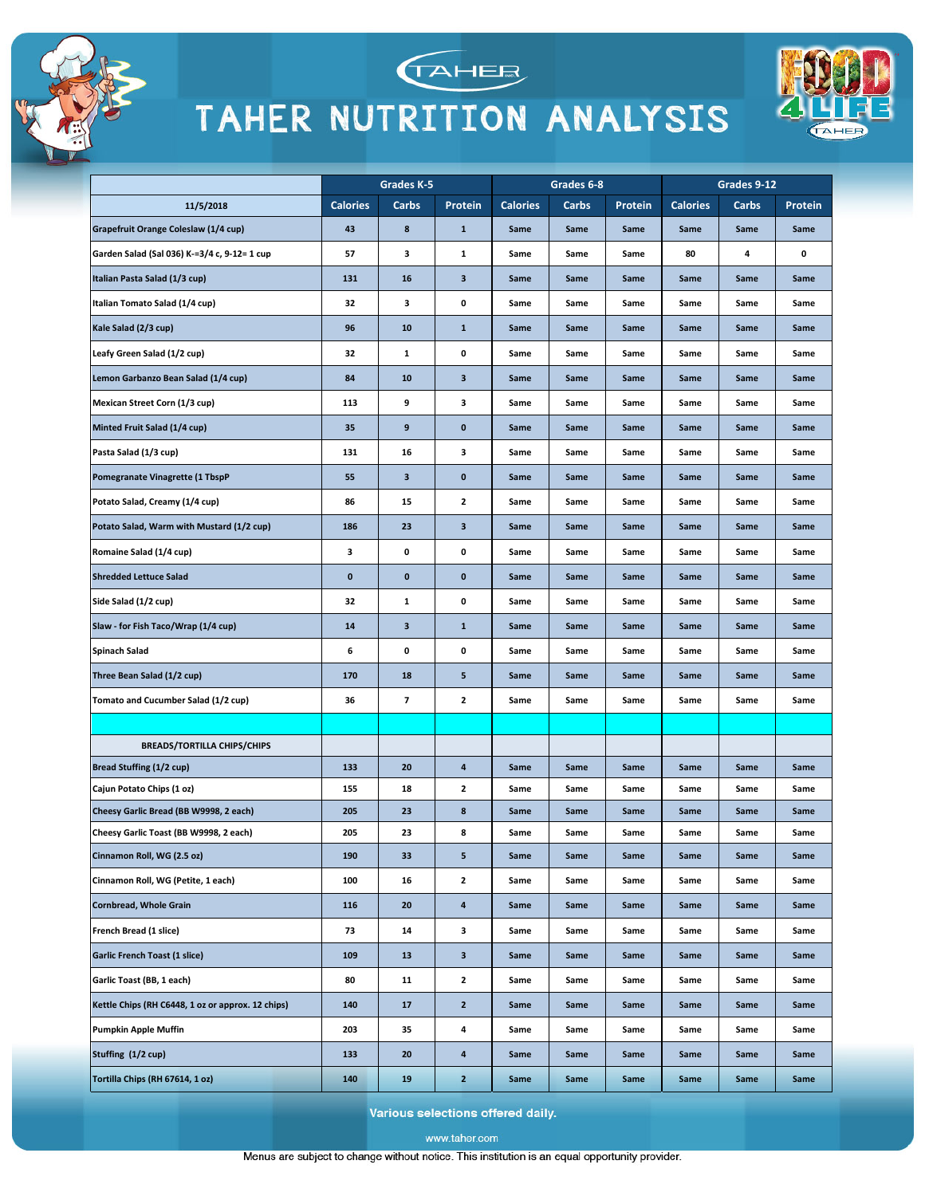# TAHER NUTRITION ANALYSIS

| 11/5/2018 | Grades K-5 | | | Grades 6-8 | | | Grades 9-12 | | |
|---|---|---|---|---|---|---|---|---|---|
| | Calories | Carbs | Protein | Calories | Carbs | Protein | Calories | Carbs | Protein |
| Grapefruit Orange Coleslaw (1/4 cup) | 43 | 8 | 1 | Same | Same | Same | Same | Same | Same |
| Garden Salad (Sal 036) K-=3/4 c, 9-12= 1 cup | 57 | 3 | 1 | Same | Same | Same | 80 | 4 | 0 |
| Italian Pasta Salad (1/3 cup) | 131 | 16 | 3 | Same | Same | Same | Same | Same | Same |
| Italian Tomato Salad (1/4 cup) | 32 | 3 | 0 | Same | Same | Same | Same | Same | Same |
| Kale Salad (2/3 cup) | 96 | 10 | 1 | Same | Same | Same | Same | Same | Same |
| Leafy Green Salad (1/2 cup) | 32 | 1 | 0 | Same | Same | Same | Same | Same | Same |
| Lemon Garbanzo Bean Salad (1/4 cup) | 84 | 10 | 3 | Same | Same | Same | Same | Same | Same |
| Mexican Street Corn (1/3 cup) | 113 | 9 | 3 | Same | Same | Same | Same | Same | Same |
| Minted Fruit Salad (1/4 cup) | 35 | 9 | 0 | Same | Same | Same | Same | Same | Same |
| Pasta Salad (1/3 cup) | 131 | 16 | 3 | Same | Same | Same | Same | Same | Same |
| Pomegranate Vinagrette (1 TbspP | 55 | 3 | 0 | Same | Same | Same | Same | Same | Same |
| Potato Salad, Creamy (1/4 cup) | 86 | 15 | 2 | Same | Same | Same | Same | Same | Same |
| Potato Salad, Warm with Mustard (1/2 cup) | 186 | 23 | 3 | Same | Same | Same | Same | Same | Same |
| Romaine Salad (1/4 cup) | 3 | 0 | 0 | Same | Same | Same | Same | Same | Same |
| Shredded Lettuce Salad | 0 | 0 | 0 | Same | Same | Same | Same | Same | Same |
| Side Salad (1/2 cup) | 32 | 1 | 0 | Same | Same | Same | Same | Same | Same |
| Slaw - for Fish Taco/Wrap (1/4 cup) | 14 | 3 | 1 | Same | Same | Same | Same | Same | Same |
| Spinach Salad | 6 | 0 | 0 | Same | Same | Same | Same | Same | Same |
| Three Bean Salad (1/2 cup) | 170 | 18 | 5 | Same | Same | Same | Same | Same | Same |
| Tomato and Cucumber Salad (1/2 cup) | 36 | 7 | 2 | Same | Same | Same | Same | Same | Same |
| | | | | | | | | | |
| BREADS/TORTILLA CHIPS/CHIPS | | | | | | | | | |
| Bread Stuffing (1/2 cup) | 133 | 20 | 4 | Same | Same | Same | Same | Same | Same |
| Cajun Potato Chips (1 oz) | 155 | 18 | 2 | Same | Same | Same | Same | Same | Same |
| Cheesy Garlic Bread (BB W9998, 2 each) | 205 | 23 | 8 | Same | Same | Same | Same | Same | Same |
| Cheesy Garlic Toast (BB W9998, 2 each) | 205 | 23 | 8 | Same | Same | Same | Same | Same | Same |
| Cinnamon Roll, WG (2.5 oz) | 190 | 33 | 5 | Same | Same | Same | Same | Same | Same |
| Cinnamon Roll, WG (Petite, 1 each) | 100 | 16 | 2 | Same | Same | Same | Same | Same | Same |
| Cornbread, Whole Grain | 116 | 20 | 4 | Same | Same | Same | Same | Same | Same |
| French Bread (1 slice) | 73 | 14 | 3 | Same | Same | Same | Same | Same | Same |
| Garlic French Toast (1 slice) | 109 | 13 | 3 | Same | Same | Same | Same | Same | Same |
| Garlic Toast (BB, 1 each) | 80 | 11 | 2 | Same | Same | Same | Same | Same | Same |
| Kettle Chips (RH C6448, 1 oz or approx. 12 chips) | 140 | 17 | 2 | Same | Same | Same | Same | Same | Same |
| Pumpkin Apple Muffin | 203 | 35 | 4 | Same | Same | Same | Same | Same | Same |
| Stuffing (1/2 cup) | 133 | 20 | 4 | Same | Same | Same | Same | Same | Same |
| Tortilla Chips (RH 67614, 1 oz) | 140 | 19 | 2 | Same | Same | Same | Same | Same | Same |

Various selections offered daily.

www.tahor.com

Menus are subject to change without notice. This institution is an equal opportunity provider.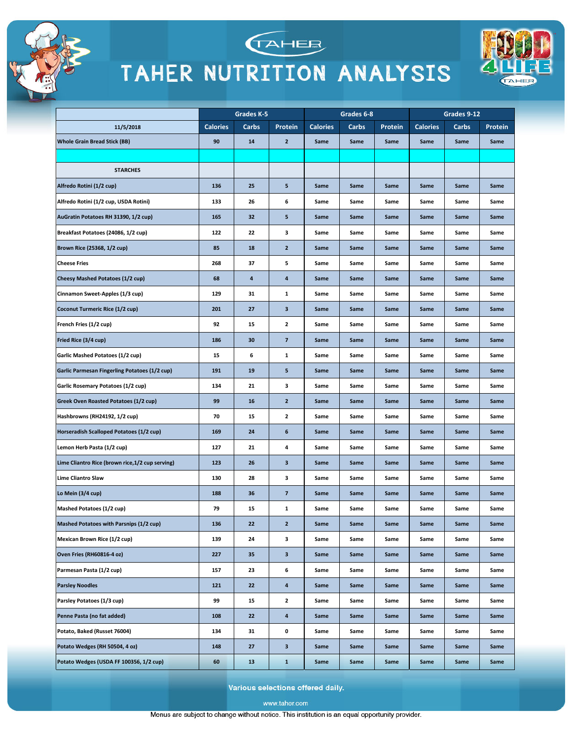# TAHER NUTRITION ANALYSIS

| | Grades K-5 | | | Grades 6-8 | | | Grades 9-12 | | |
|---|---|---|---|---|---|---|---|---|---|
| 11/5/2018 | Calories | Carbs | Protein | Calories | Carbs | Protein | Calories | Carbs | Protein |
| Whole Grain Bread Stick (BB) | 90 | 14 | 2 | Same | Same | Same | Same | Same | Same |
| | | | | | | | | | |
| STARCHES | | | | | | | | | |
| Alfredo Rotini (1/2 cup) | 136 | 25 | 5 | Same | Same | Same | Same | Same | Same |
| Alfredo Rotini (1/2 cup, USDA Rotini) | 133 | 26 | 6 | Same | Same | Same | Same | Same | Same |
| AuGratin Potatoes RH 31390, 1/2 cup) | 165 | 32 | 5 | Same | Same | Same | Same | Same | Same |
| Breakfast Potatoes (24086, 1/2 cup) | 122 | 22 | 3 | Same | Same | Same | Same | Same | Same |
| Brown Rice (25368, 1/2 cup) | 85 | 18 | 2 | Same | Same | Same | Same | Same | Same |
| Cheese Fries | 268 | 37 | 5 | Same | Same | Same | Same | Same | Same |
| Cheesy Mashed Potatoes (1/2 cup) | 68 | 4 | 4 | Same | Same | Same | Same | Same | Same |
| Cinnamon Sweet-Apples (1/3 cup) | 129 | 31 | 1 | Same | Same | Same | Same | Same | Same |
| Coconut Turmeric Rice (1/2 cup) | 201 | 27 | 3 | Same | Same | Same | Same | Same | Same |
| French Fries (1/2 cup) | 92 | 15 | 2 | Same | Same | Same | Same | Same | Same |
| Fried Rice (3/4 cup) | 186 | 30 | 7 | Same | Same | Same | Same | Same | Same |
| Garlic Mashed Potatoes (1/2 cup) | 15 | 6 | 1 | Same | Same | Same | Same | Same | Same |
| Garlic Parmesan Fingerling Potatoes (1/2 cup) | 191 | 19 | 5 | Same | Same | Same | Same | Same | Same |
| Garlic Rosemary Potatoes (1/2 cup) | 134 | 21 | 3 | Same | Same | Same | Same | Same | Same |
| Greek Oven Roasted Potatoes (1/2 cup) | 99 | 16 | 2 | Same | Same | Same | Same | Same | Same |
| Hashbrowns (RH24192, 1/2 cup) | 70 | 15 | 2 | Same | Same | Same | Same | Same | Same |
| Horseradish Scalloped Potatoes (1/2 cup) | 169 | 24 | 6 | Same | Same | Same | Same | Same | Same |
| Lemon Herb Pasta (1/2 cup) | 127 | 21 | 4 | Same | Same | Same | Same | Same | Same |
| Lime Cliantro Rice (brown rice,1/2 cup serving) | 123 | 26 | 3 | Same | Same | Same | Same | Same | Same |
| Lime Cliantro Slaw | 130 | 28 | 3 | Same | Same | Same | Same | Same | Same |
| Lo Mein (3/4 cup) | 188 | 36 | 7 | Same | Same | Same | Same | Same | Same |
| Mashed Potatoes (1/2 cup) | 79 | 15 | 1 | Same | Same | Same | Same | Same | Same |
| Mashed Potatoes with Parsnips (1/2 cup) | 136 | 22 | 2 | Same | Same | Same | Same | Same | Same |
| Mexican Brown Rice (1/2 cup) | 139 | 24 | 3 | Same | Same | Same | Same | Same | Same |
| Oven Fries (RH60816-4 oz) | 227 | 35 | 3 | Same | Same | Same | Same | Same | Same |
| Parmesan Pasta (1/2 cup) | 157 | 23 | 6 | Same | Same | Same | Same | Same | Same |
| Parsley Noodles | 121 | 22 | 4 | Same | Same | Same | Same | Same | Same |
| Parsley Potatoes (1/3 cup) | 99 | 15 | 2 | Same | Same | Same | Same | Same | Same |
| Penne Pasta (no fat added) | 108 | 22 | 4 | Same | Same | Same | Same | Same | Same |
| Potato, Baked (Russet 76004) | 134 | 31 | 0 | Same | Same | Same | Same | Same | Same |
| Potato Wedges (RH 50504, 4 oz) | 148 | 27 | 3 | Same | Same | Same | Same | Same | Same |
| Potato Wedges (USDA FF 100356, 1/2 cup) | 60 | 13 | 1 | Same | Same | Same | Same | Same | Same |

Various selections offered daily.

www.tahor.com

Menus are subject to change without notice. This institution is an equal opportunity provider.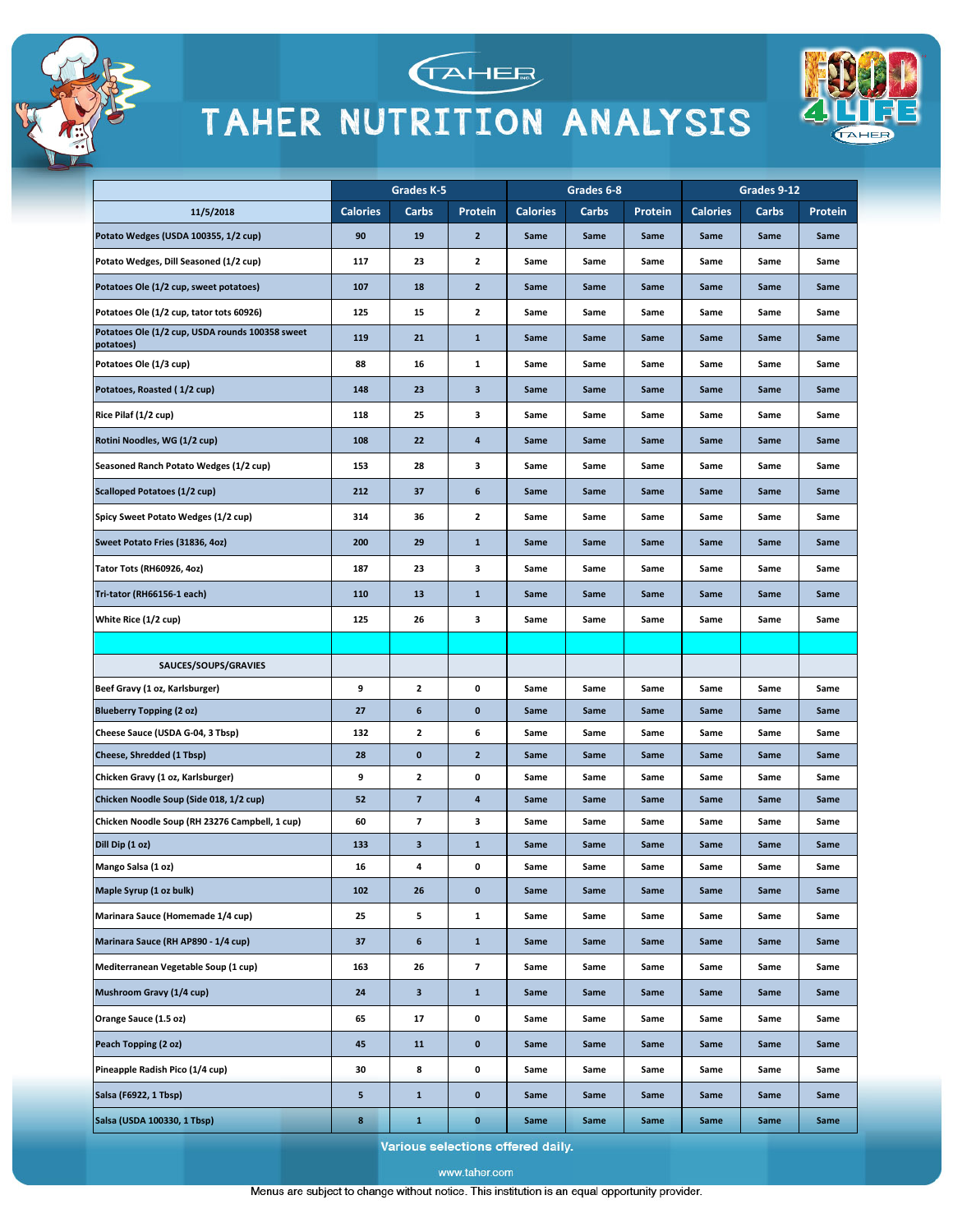# TAHER NUTRITION ANALYSIS

| 11/5/2018 | Grades K-5 | | | Grades 6-8 | | | Grades 9-12 | | |
|---|---|---|---|---|---|---|---|---|---|
| | Calories | Carbs | Protein | Calories | Carbs | Protein | Calories | Carbs | Protein |
| Potato Wedges (USDA 100355, 1/2 cup) | 90 | 19 | 2 | Same | Same | Same | Same | Same | Same |
| Potato Wedges, Dill Seasoned (1/2 cup) | 117 | 23 | 2 | Same | Same | Same | Same | Same | Same |
| Potatoes Ole (1/2 cup, sweet potatoes) | 107 | 18 | 2 | Same | Same | Same | Same | Same | Same |
| Potatoes Ole (1/2 cup, tator tots 60926) | 125 | 15 | 2 | Same | Same | Same | Same | Same | Same |
| Potatoes Ole (1/2 cup, USDA rounds 100358 sweet potatoes) | 119 | 21 | 1 | Same | Same | Same | Same | Same | Same |
| Potatoes Ole (1/3 cup) | 88 | 16 | 1 | Same | Same | Same | Same | Same | Same |
| Potatoes, Roasted ( 1/2 cup) | 148 | 23 | 3 | Same | Same | Same | Same | Same | Same |
| Rice Pilaf (1/2 cup) | 118 | 25 | 3 | Same | Same | Same | Same | Same | Same |
| Rotini Noodles, WG (1/2 cup) | 108 | 22 | 4 | Same | Same | Same | Same | Same | Same |
| Seasoned Ranch Potato Wedges (1/2 cup) | 153 | 28 | 3 | Same | Same | Same | Same | Same | Same |
| Scalloped Potatoes (1/2 cup) | 212 | 37 | 6 | Same | Same | Same | Same | Same | Same |
| Spicy Sweet Potato Wedges (1/2 cup) | 314 | 36 | 2 | Same | Same | Same | Same | Same | Same |
| Sweet Potato Fries (31836, 4oz) | 200 | 29 | 1 | Same | Same | Same | Same | Same | Same |
| Tator Tots (RH60926, 4oz) | 187 | 23 | 3 | Same | Same | Same | Same | Same | Same |
| Tri-tator (RH66156-1 each) | 110 | 13 | 1 | Same | Same | Same | Same | Same | Same |
| White Rice (1/2 cup) | 125 | 26 | 3 | Same | Same | Same | Same | Same | Same |
| | | | | | | | | | |
| SAUCES/SOUPS/GRAVIES | | | | | | | | | |
| Beef Gravy (1 oz, Karlsburger) | 9 | 2 | 0 | Same | Same | Same | Same | Same | Same |
| Blueberry Topping (2 oz) | 27 | 6 | 0 | Same | Same | Same | Same | Same | Same |
| Cheese Sauce (USDA G-04, 3 Tbsp) | 132 | 2 | 6 | Same | Same | Same | Same | Same | Same |
| Cheese, Shredded (1 Tbsp) | 28 | 0 | 2 | Same | Same | Same | Same | Same | Same |
| Chicken Gravy (1 oz, Karlsburger) | 9 | 2 | 0 | Same | Same | Same | Same | Same | Same |
| Chicken Noodle Soup (Side 018, 1/2 cup) | 52 | 7 | 4 | Same | Same | Same | Same | Same | Same |
| Chicken Noodle Soup (RH 23276 Campbell, 1 cup) | 60 | 7 | 3 | Same | Same | Same | Same | Same | Same |
| Dill Dip (1 oz) | 133 | 3 | 1 | Same | Same | Same | Same | Same | Same |
| Mango Salsa (1 oz) | 16 | 4 | 0 | Same | Same | Same | Same | Same | Same |
| Maple Syrup (1 oz bulk) | 102 | 26 | 0 | Same | Same | Same | Same | Same | Same |
| Marinara Sauce (Homemade 1/4 cup) | 25 | 5 | 1 | Same | Same | Same | Same | Same | Same |
| Marinara Sauce (RH AP890 - 1/4 cup) | 37 | 6 | 1 | Same | Same | Same | Same | Same | Same |
| Mediterranean Vegetable Soup (1 cup) | 163 | 26 | 7 | Same | Same | Same | Same | Same | Same |
| Mushroom Gravy (1/4 cup) | 24 | 3 | 1 | Same | Same | Same | Same | Same | Same |
| Orange Sauce (1.5 oz) | 65 | 17 | 0 | Same | Same | Same | Same | Same | Same |
| Peach Topping (2 oz) | 45 | 11 | 0 | Same | Same | Same | Same | Same | Same |
| Pineapple Radish Pico (1/4 cup) | 30 | 8 | 0 | Same | Same | Same | Same | Same | Same |
| Salsa (F6922, 1 Tbsp) | 5 | 1 | 0 | Same | Same | Same | Same | Same | Same |
| Salsa (USDA 100330, 1 Tbsp) | 8 | 1 | 0 | Same | Same | Same | Same | Same | Same |

Various selections offered daily.

www.tahor.com

Menus are subject to change without notice. This institution is an equal opportunity provider.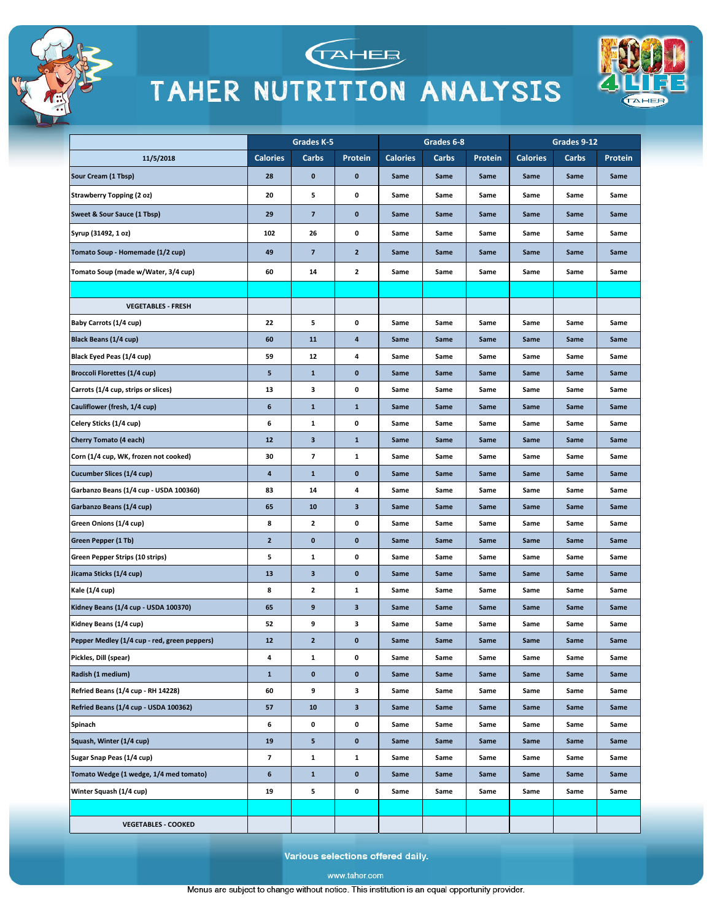# TAHER NUTRITION ANALYSIS

| | Grades K-5 | | | Grades 6-8 | | | Grades 9-12 | | |
|---|---|---|---|---|---|---|---|---|---|
| 11/5/2018 | Calories | Carbs | Protein | Calories | Carbs | Protein | Calories | Carbs | Protein |
| Sour Cream (1 Tbsp) | 28 | 0 | 0 | Same | Same | Same | Same | Same | Same |
| Strawberry Topping (2 oz) | 20 | 5 | 0 | Same | Same | Same | Same | Same | Same |
| Sweet & Sour Sauce (1 Tbsp) | 29 | 7 | 0 | Same | Same | Same | Same | Same | Same |
| Syrup (31492, 1 oz) | 102 | 26 | 0 | Same | Same | Same | Same | Same | Same |
| Tomato Soup - Homemade (1/2 cup) | 49 | 7 | 2 | Same | Same | Same | Same | Same | Same |
| Tomato Soup (made w/Water, 3/4 cup) | 60 | 14 | 2 | Same | Same | Same | Same | Same | Same |
| | | | | | | | | | |
| VEGETABLES - FRESH | | | | | | | | | |
| Baby Carrots (1/4 cup) | 22 | 5 | 0 | Same | Same | Same | Same | Same | Same |
| Black Beans (1/4 cup) | 60 | 11 | 4 | Same | Same | Same | Same | Same | Same |
| Black Eyed Peas (1/4 cup) | 59 | 12 | 4 | Same | Same | Same | Same | Same | Same |
| Broccoli Florettes (1/4 cup) | 5 | 1 | 0 | Same | Same | Same | Same | Same | Same |
| Carrots (1/4 cup, strips or slices) | 13 | 3 | 0 | Same | Same | Same | Same | Same | Same |
| Cauliflower (fresh, 1/4 cup) | 6 | 1 | 1 | Same | Same | Same | Same | Same | Same |
| Celery Sticks (1/4 cup) | 6 | 1 | 0 | Same | Same | Same | Same | Same | Same |
| Cherry Tomato (4 each) | 12 | 3 | 1 | Same | Same | Same | Same | Same | Same |
| Corn (1/4 cup, WK, frozen not cooked) | 30 | 7 | 1 | Same | Same | Same | Same | Same | Same |
| Cucumber Slices (1/4 cup) | 4 | 1 | 0 | Same | Same | Same | Same | Same | Same |
| Garbanzo Beans (1/4 cup - USDA 100360) | 83 | 14 | 4 | Same | Same | Same | Same | Same | Same |
| Garbanzo Beans (1/4 cup) | 65 | 10 | 3 | Same | Same | Same | Same | Same | Same |
| Green Onions (1/4 cup) | 8 | 2 | 0 | Same | Same | Same | Same | Same | Same |
| Green Pepper (1 Tb) | 2 | 0 | 0 | Same | Same | Same | Same | Same | Same |
| Green Pepper Strips (10 strips) | 5 | 1 | 0 | Same | Same | Same | Same | Same | Same |
| Jicama Sticks (1/4 cup) | 13 | 3 | 0 | Same | Same | Same | Same | Same | Same |
| Kale (1/4 cup) | 8 | 2 | 1 | Same | Same | Same | Same | Same | Same |
| Kidney Beans (1/4 cup - USDA 100370) | 65 | 9 | 3 | Same | Same | Same | Same | Same | Same |
| Kidney Beans (1/4 cup) | 52 | 9 | 3 | Same | Same | Same | Same | Same | Same |
| Pepper Medley (1/4 cup - red, green peppers) | 12 | 2 | 0 | Same | Same | Same | Same | Same | Same |
| Pickles, Dill (spear) | 4 | 1 | 0 | Same | Same | Same | Same | Same | Same |
| Radish (1 medium) | 1 | 0 | 0 | Same | Same | Same | Same | Same | Same |
| Refried Beans (1/4 cup - RH 14228) | 60 | 9 | 3 | Same | Same | Same | Same | Same | Same |
| Refried Beans (1/4 cup - USDA 100362) | 57 | 10 | 3 | Same | Same | Same | Same | Same | Same |
| Spinach | 6 | 0 | 0 | Same | Same | Same | Same | Same | Same |
| Squash, Winter (1/4 cup) | 19 | 5 | 0 | Same | Same | Same | Same | Same | Same |
| Sugar Snap Peas (1/4 cup) | 7 | 1 | 1 | Same | Same | Same | Same | Same | Same |
| Tomato Wedge (1 wedge, 1/4 med tomato) | 6 | 1 | 0 | Same | Same | Same | Same | Same | Same |
| Winter Squash (1/4 cup) | 19 | 5 | 0 | Same | Same | Same | Same | Same | Same |
| | | | | | | | | | |
| VEGETABLES - COOKED | | | | | | | | | |

Various selections offered daily.

www.tahor.com

Menus are subject to change without notice. This institution is an equal opportunity provider.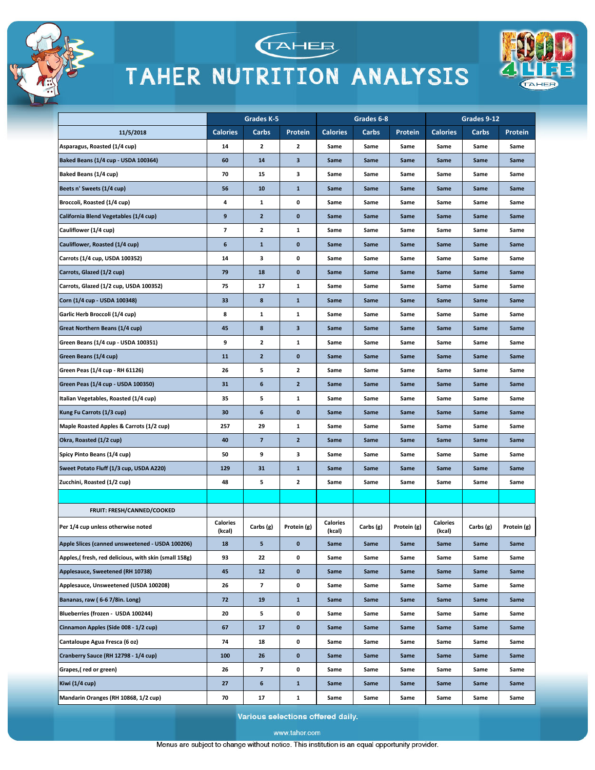# TAHER NUTRITION ANALYSIS

| 11/5/2018 | Grades K-5 | | | Grades 6-8 | | | Grades 9-12 | | |
|---|---|---|---|---|---|---|---|---|---|
| | Calories | Carbs | Protein | Calories | Carbs | Protein | Calories | Carbs | Protein |
| Asparagus, Roasted (1/4 cup) | 14 | 2 | 2 | Same | Same | Same | Same | Same | Same |
| Baked Beans (1/4 cup - USDA 100364) | 60 | 14 | 3 | Same | Same | Same | Same | Same | Same |
| Baked Beans (1/4 cup) | 70 | 15 | 3 | Same | Same | Same | Same | Same | Same |
| Beets n' Sweets (1/4 cup) | 56 | 10 | 1 | Same | Same | Same | Same | Same | Same |
| Broccoli, Roasted (1/4 cup) | 4 | 1 | 0 | Same | Same | Same | Same | Same | Same |
| California Blend Vegetables (1/4 cup) | 9 | 2 | 0 | Same | Same | Same | Same | Same | Same |
| Cauliflower (1/4 cup) | 7 | 2 | 1 | Same | Same | Same | Same | Same | Same |
| Cauliflower, Roasted (1/4 cup) | 6 | 1 | 0 | Same | Same | Same | Same | Same | Same |
| Carrots (1/4 cup, USDA 100352) | 14 | 3 | 0 | Same | Same | Same | Same | Same | Same |
| Carrots, Glazed (1/2 cup) | 79 | 18 | 0 | Same | Same | Same | Same | Same | Same |
| Carrots, Glazed (1/2 cup, USDA 100352) | 75 | 17 | 1 | Same | Same | Same | Same | Same | Same |
| Corn (1/4 cup - USDA 100348) | 33 | 8 | 1 | Same | Same | Same | Same | Same | Same |
| Garlic Herb Broccoli (1/4 cup) | 8 | 1 | 1 | Same | Same | Same | Same | Same | Same |
| Great Northern Beans (1/4 cup) | 45 | 8 | 3 | Same | Same | Same | Same | Same | Same |
| Green Beans (1/4 cup - USDA 100351) | 9 | 2 | 1 | Same | Same | Same | Same | Same | Same |
| Green Beans (1/4 cup) | 11 | 2 | 0 | Same | Same | Same | Same | Same | Same |
| Green Peas (1/4 cup - RH 61126) | 26 | 5 | 2 | Same | Same | Same | Same | Same | Same |
| Green Peas (1/4 cup - USDA 100350) | 31 | 6 | 2 | Same | Same | Same | Same | Same | Same |
| Italian Vegetables, Roasted (1/4 cup) | 35 | 5 | 1 | Same | Same | Same | Same | Same | Same |
| Kung Fu Carrots (1/3 cup) | 30 | 6 | 0 | Same | Same | Same | Same | Same | Same |
| Maple Roasted Apples & Carrots (1/2 cup) | 257 | 29 | 1 | Same | Same | Same | Same | Same | Same |
| Okra, Roasted (1/2 cup) | 40 | 7 | 2 | Same | Same | Same | Same | Same | Same |
| Spicy Pinto Beans (1/4 cup) | 50 | 9 | 3 | Same | Same | Same | Same | Same | Same |
| Sweet Potato Fluff (1/3 cup, USDA A220) | 129 | 31 | 1 | Same | Same | Same | Same | Same | Same |
| Zucchini, Roasted (1/2 cup) | 48 | 5 | 2 | Same | Same | Same | Same | Same | Same |
| | | | | | | | | | |
| FRUIT: FRESH/CANNED/COOKED | | | | | | | | | |
| Per 1/4 cup unless otherwise noted | Calories (kcal) | Carbs (g) | Protein (g) | Calories (kcal) | Carbs (g) | Protein (g) | Calories (kcal) | Carbs (g) | Protein (g) |
| Apple Slices (canned unsweetened - USDA 100206) | 18 | 5 | 0 | Same | Same | Same | Same | Same | Same |
| Apples,( fresh, red delicious, with skin (small 158g) | 93 | 22 | 0 | Same | Same | Same | Same | Same | Same |
| Applesauce, Sweetened (RH 10738) | 45 | 12 | 0 | Same | Same | Same | Same | Same | Same |
| Applesauce, Unsweetened (USDA 100208) | 26 | 7 | 0 | Same | Same | Same | Same | Same | Same |
| Bananas, raw ( 6-6 7/8in. Long) | 72 | 19 | 1 | Same | Same | Same | Same | Same | Same |
| Blueberries (frozen - USDA 100244) | 20 | 5 | 0 | Same | Same | Same | Same | Same | Same |
| Cinnamon Apples (Side 008 - 1/2 cup) | 67 | 17 | 0 | Same | Same | Same | Same | Same | Same |
| Cantaloupe Agua Fresca (6 oz) | 74 | 18 | 0 | Same | Same | Same | Same | Same | Same |
| Cranberry Sauce (RH 12798 - 1/4 cup) | 100 | 26 | 0 | Same | Same | Same | Same | Same | Same |
| Grapes,( red or green) | 26 | 7 | 0 | Same | Same | Same | Same | Same | Same |
| Kiwi (1/4 cup) | 27 | 6 | 1 | Same | Same | Same | Same | Same | Same |
| Mandarin Oranges (RH 10868, 1/2 cup) | 70 | 17 | 1 | Same | Same | Same | Same | Same | Same |

Various selections offered daily.

www.tahor.com

Menus are subject to change without notice. This institution is an equal opportunity provider.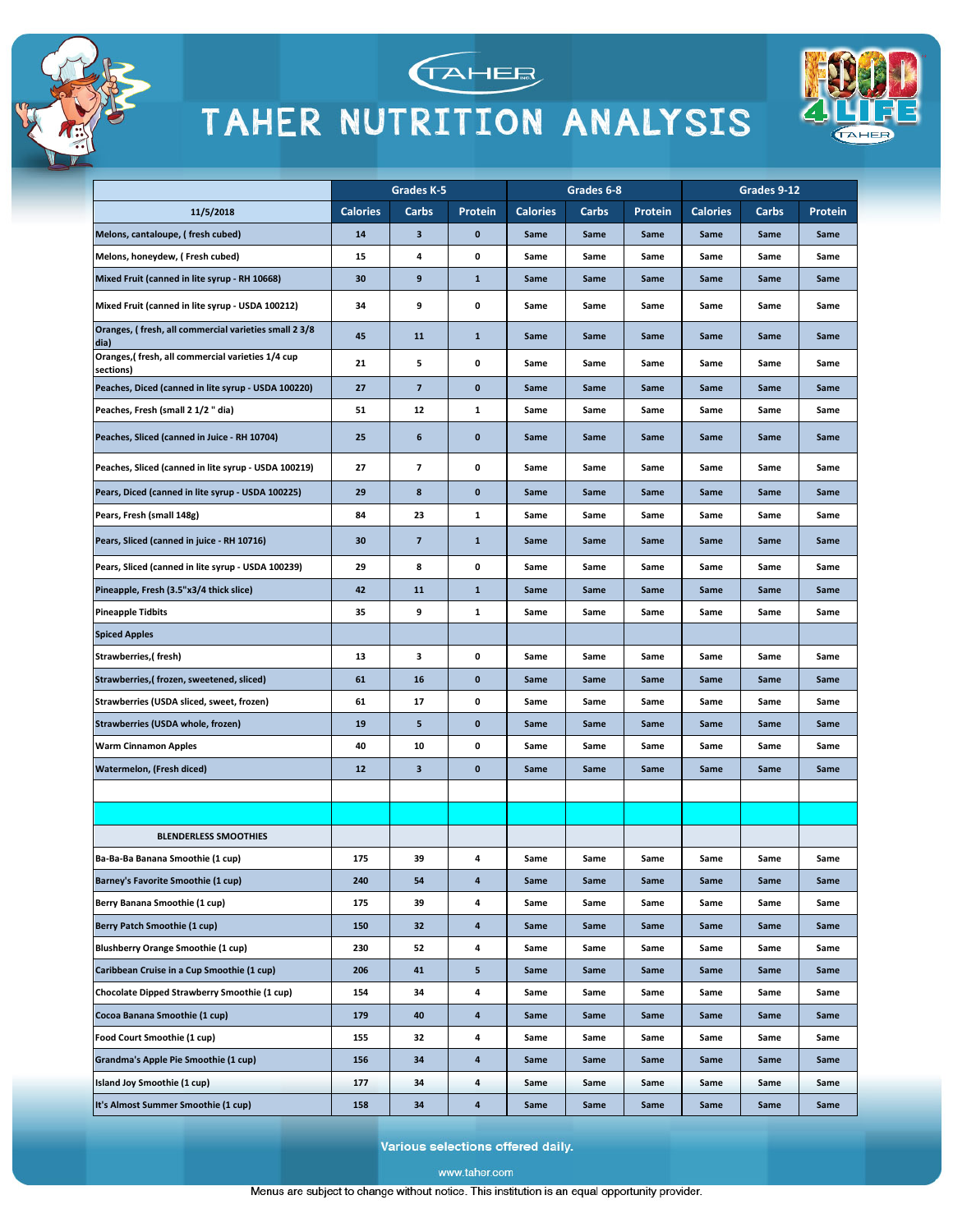# TAHER NUTRITION ANALYSIS

| 11/5/2018 | Grades K-5 | | | Grades 6-8 | | | Grades 9-12 | | |
|---|---|---|---|---|---|---|---|---|---|
| | Calories | Carbs | Protein | Calories | Carbs | Protein | Calories | Carbs | Protein |
| Melons, cantaloupe, ( fresh cubed) | 14 | 3 | 0 | Same | Same | Same | Same | Same | Same |
| Melons, honeydew, ( Fresh cubed) | 15 | 4 | 0 | Same | Same | Same | Same | Same | Same |
| Mixed Fruit (canned in lite syrup - RH 10668) | 30 | 9 | 1 | Same | Same | Same | Same | Same | Same |
| Mixed Fruit (canned in lite syrup - USDA 100212) | 34 | 9 | 0 | Same | Same | Same | Same | Same | Same |
| Oranges, ( fresh, all commercial varieties small 2 3/8 dia) | 45 | 11 | 1 | Same | Same | Same | Same | Same | Same |
| Oranges,( fresh, all commercial varieties 1/4 cup sections) | 21 | 5 | 0 | Same | Same | Same | Same | Same | Same |
| Peaches, Diced (canned in lite syrup - USDA 100220) | 27 | 7 | 0 | Same | Same | Same | Same | Same | Same |
| Peaches, Fresh (small 2 1/2 " dia) | 51 | 12 | 1 | Same | Same | Same | Same | Same | Same |
| Peaches, Sliced (canned in Juice - RH 10704) | 25 | 6 | 0 | Same | Same | Same | Same | Same | Same |
| Peaches, Sliced (canned in lite syrup - USDA 100219) | 27 | 7 | 0 | Same | Same | Same | Same | Same | Same |
| Pears, Diced (canned in lite syrup - USDA 100225) | 29 | 8 | 0 | Same | Same | Same | Same | Same | Same |
| Pears, Fresh (small 148g) | 84 | 23 | 1 | Same | Same | Same | Same | Same | Same |
| Pears, Sliced (canned in juice - RH 10716) | 30 | 7 | 1 | Same | Same | Same | Same | Same | Same |
| Pears, Sliced (canned in lite syrup - USDA 100239) | 29 | 8 | 0 | Same | Same | Same | Same | Same | Same |
| Pineapple, Fresh (3.5"x3/4 thick slice) | 42 | 11 | 1 | Same | Same | Same | Same | Same | Same |
| Pineapple Tidbits | 35 | 9 | 1 | Same | Same | Same | Same | Same | Same |
| Spiced Apples | | | | | | | | | |
| Strawberries,( fresh) | 13 | 3 | 0 | Same | Same | Same | Same | Same | Same |
| Strawberries,( frozen, sweetened, sliced) | 61 | 16 | 0 | Same | Same | Same | Same | Same | Same |
| Strawberries (USDA sliced, sweet, frozen) | 61 | 17 | 0 | Same | Same | Same | Same | Same | Same |
| Strawberries (USDA whole, frozen) | 19 | 5 | 0 | Same | Same | Same | Same | Same | Same |
| Warm Cinnamon Apples | 40 | 10 | 0 | Same | Same | Same | Same | Same | Same |
| Watermelon, (Fresh diced) | 12 | 3 | 0 | Same | Same | Same | Same | Same | Same |
| | | | | | | | | | |
| | | | | | | | | | |
| BLENDERLESS SMOOTHIES | | | | | | | | | |
| Ba-Ba-Ba Banana Smoothie (1 cup) | 175 | 39 | 4 | Same | Same | Same | Same | Same | Same |
| Barney's Favorite Smoothie (1 cup) | 240 | 54 | 4 | Same | Same | Same | Same | Same | Same |
| Berry Banana Smoothie (1 cup) | 175 | 39 | 4 | Same | Same | Same | Same | Same | Same |
| Berry Patch Smoothie (1 cup) | 150 | 32 | 4 | Same | Same | Same | Same | Same | Same |
| Blushberry Orange Smoothie (1 cup) | 230 | 52 | 4 | Same | Same | Same | Same | Same | Same |
| Caribbean Cruise in a Cup Smoothie (1 cup) | 206 | 41 | 5 | Same | Same | Same | Same | Same | Same |
| Chocolate Dipped Strawberry Smoothie (1 cup) | 154 | 34 | 4 | Same | Same | Same | Same | Same | Same |
| Cocoa Banana Smoothie (1 cup) | 179 | 40 | 4 | Same | Same | Same | Same | Same | Same |
| Food Court Smoothie (1 cup) | 155 | 32 | 4 | Same | Same | Same | Same | Same | Same |
| Grandma's Apple Pie Smoothie (1 cup) | 156 | 34 | 4 | Same | Same | Same | Same | Same | Same |
| Island Joy Smoothie (1 cup) | 177 | 34 | 4 | Same | Same | Same | Same | Same | Same |
| It's Almost Summer Smoothie (1 cup) | 158 | 34 | 4 | Same | Same | Same | Same | Same | Same |

Various selections offered daily.

www.tahor.com

Menus are subject to change without notice. This institution is an equal opportunity provider.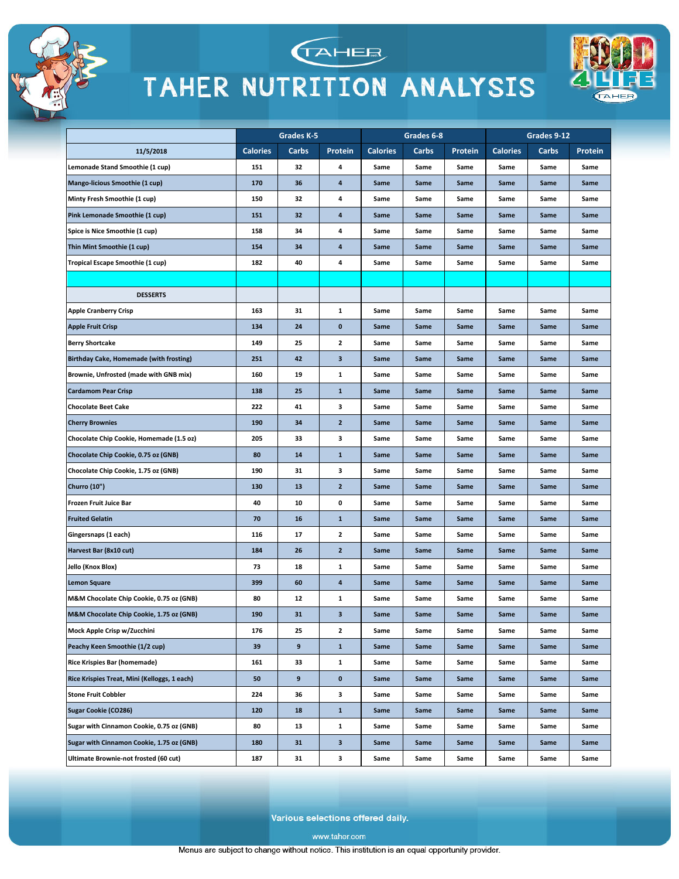# TAHER NUTRITION ANALYSIS

| | Grades K-5 | | | Grades 6-8 | | | Grades 9-12 | | |
|---|---|---|---|---|---|---|---|---|---|
| 11/5/2018 | Calories | Carbs | Protein | Calories | Carbs | Protein | Calories | Carbs | Protein |
| Lemonade Stand Smoothie (1 cup) | 151 | 32 | 4 | Same | Same | Same | Same | Same | Same |
| Mango-licious Smoothie (1 cup) | 170 | 36 | 4 | Same | Same | Same | Same | Same | Same |
| Minty Fresh Smoothie (1 cup) | 150 | 32 | 4 | Same | Same | Same | Same | Same | Same |
| Pink Lemonade Smoothie (1 cup) | 151 | 32 | 4 | Same | Same | Same | Same | Same | Same |
| Spice is Nice Smoothie (1 cup) | 158 | 34 | 4 | Same | Same | Same | Same | Same | Same |
| Thin Mint Smoothie (1 cup) | 154 | 34 | 4 | Same | Same | Same | Same | Same | Same |
| Tropical Escape Smoothie (1 cup) | 182 | 40 | 4 | Same | Same | Same | Same | Same | Same |
| | | | | | | | | | |
| DESSERTS | | | | | | | | | |
| Apple Cranberry Crisp | 163 | 31 | 1 | Same | Same | Same | Same | Same | Same |
| Apple Fruit Crisp | 134 | 24 | 0 | Same | Same | Same | Same | Same | Same |
| Berry Shortcake | 149 | 25 | 2 | Same | Same | Same | Same | Same | Same |
| Birthday Cake, Homemade (with frosting) | 251 | 42 | 3 | Same | Same | Same | Same | Same | Same |
| Brownie, Unfrosted (made with GNB mix) | 160 | 19 | 1 | Same | Same | Same | Same | Same | Same |
| Cardamom Pear Crisp | 138 | 25 | 1 | Same | Same | Same | Same | Same | Same |
| Chocolate Beet Cake | 222 | 41 | 3 | Same | Same | Same | Same | Same | Same |
| Cherry Brownies | 190 | 34 | 2 | Same | Same | Same | Same | Same | Same |
| Chocolate Chip Cookie, Homemade (1.5 oz) | 205 | 33 | 3 | Same | Same | Same | Same | Same | Same |
| Chocolate Chip Cookie, 0.75 oz (GNB) | 80 | 14 | 1 | Same | Same | Same | Same | Same | Same |
| Chocolate Chip Cookie, 1.75 oz (GNB) | 190 | 31 | 3 | Same | Same | Same | Same | Same | Same |
| Churro (10") | 130 | 13 | 2 | Same | Same | Same | Same | Same | Same |
| Frozen Fruit Juice Bar | 40 | 10 | 0 | Same | Same | Same | Same | Same | Same |
| Fruited Gelatin | 70 | 16 | 1 | Same | Same | Same | Same | Same | Same |
| Gingersnaps (1 each) | 116 | 17 | 2 | Same | Same | Same | Same | Same | Same |
| Harvest Bar (8x10 cut) | 184 | 26 | 2 | Same | Same | Same | Same | Same | Same |
| Jello (Knox Blox) | 73 | 18 | 1 | Same | Same | Same | Same | Same | Same |
| Lemon Square | 399 | 60 | 4 | Same | Same | Same | Same | Same | Same |
| M&M Chocolate Chip Cookie, 0.75 oz (GNB) | 80 | 12 | 1 | Same | Same | Same | Same | Same | Same |
| M&M Chocolate Chip Cookie, 1.75 oz (GNB) | 190 | 31 | 3 | Same | Same | Same | Same | Same | Same |
| Mock Apple Crisp w/Zucchini | 176 | 25 | 2 | Same | Same | Same | Same | Same | Same |
| Peachy Keen Smoothie (1/2 cup) | 39 | 9 | 1 | Same | Same | Same | Same | Same | Same |
| Rice Krispies Bar (homemade) | 161 | 33 | 1 | Same | Same | Same | Same | Same | Same |
| Rice Krispies Treat, Mini (Kelloggs, 1 each) | 50 | 9 | 0 | Same | Same | Same | Same | Same | Same |
| Stone Fruit Cobbler | 224 | 36 | 3 | Same | Same | Same | Same | Same | Same |
| Sugar Cookie (CO286) | 120 | 18 | 1 | Same | Same | Same | Same | Same | Same |
| Sugar with Cinnamon Cookie, 0.75 oz (GNB) | 80 | 13 | 1 | Same | Same | Same | Same | Same | Same |
| Sugar with Cinnamon Cookie, 1.75 oz (GNB) | 180 | 31 | 3 | Same | Same | Same | Same | Same | Same |
| Ultimate Brownie-not frosted (60 cut) | 187 | 31 | 3 | Same | Same | Same | Same | Same | Same |

Various selections offered daily.

www.tahor.com

Menus are subject to change without notice. This institution is an equal opportunity provider.